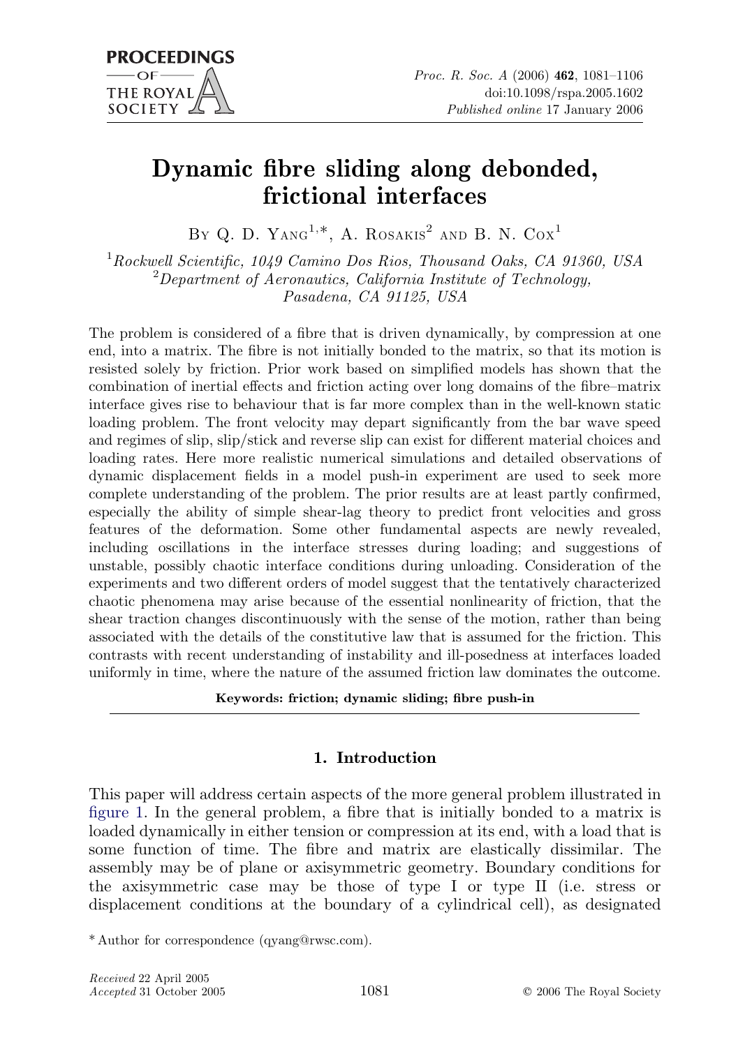# Dynamic fibre sliding along debonded, frictional interfaces

By Q. D. Yang[1,*], A. Rosakis[2] and B. N. Cox[1]

[1]*Rockwell Scientific, 1049 Camino Dos Rios, Thousand Oaks, CA 91360, USA*
[2]*Department of Aeronautics, California Institute of Technology, Pasadena, CA 91125, USA*

The problem is considered of a fibre that is driven dynamically, by compression at one end, into a matrix. The fibre is not initially bonded to the matrix, so that its motion is resisted solely by friction. Prior work based on simplified models has shown that the combination of inertial effects and friction acting over long domains of the fibre–matrix interface gives rise to behaviour that is far more complex than in the well-known static loading problem. The front velocity may depart significantly from the bar wave speed and regimes of slip, slip/stick and reverse slip can exist for different material choices and loading rates. Here more realistic numerical simulations and detailed observations of dynamic displacement fields in a model push-in experiment are used to seek more complete understanding of the problem. The prior results are at least partly confirmed, especially the ability of simple shear-lag theory to predict front velocities and gross features of the deformation. Some other fundamental aspects are newly revealed, including oscillations in the interface stresses during loading; and suggestions of unstable, possibly chaotic interface conditions during unloading. Consideration of the experiments and two different orders of model suggest that the tentatively characterized chaotic phenomena may arise because of the essential nonlinearity of friction, that the shear traction changes discontinuously with the sense of the motion, rather than being associated with the details of the constitutive law that is assumed for the friction. This contrasts with recent understanding of instability and ill-posedness at interfaces loaded uniformly in time, where the nature of the assumed friction law dominates the outcome.

**Keywords: friction; dynamic sliding; fibre push-in**

## 1. Introduction

This paper will address certain aspects of the more general problem illustrated in figure 1. In the general problem, a fibre that is initially bonded to a matrix is loaded dynamically in either tension or compression at its end, with a load that is some function of time. The fibre and matrix are elastically dissimilar. The assembly may be of plane or axisymmetric geometry. Boundary conditions for the axisymmetric case may be those of type I or type II (i.e. stress or displacement conditions at the boundary of a cylindrical cell), as designated

\* Author for correspondence (qyang@rwsc.com).

*Received* 22 April 2005
*Accepted* 31 October 2005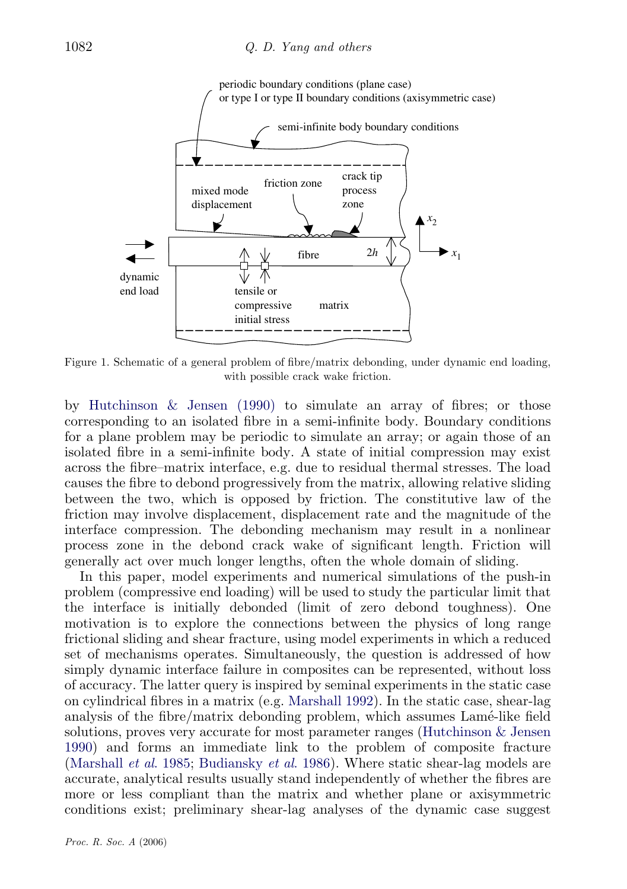Figure 1. Schematic of a general problem of fibre/matrix debonding, under dynamic end loading, with possible crack wake friction.

by Hutchinson & Jensen (1990) to simulate an array of fibres; or those corresponding to an isolated fibre in a semi-infinite body. Boundary conditions for a plane problem may be periodic to simulate an array; or again those of an isolated fibre in a semi-infinite body. A state of initial compression may exist across the fibre–matrix interface, e.g. due to residual thermal stresses. The load causes the fibre to debond progressively from the matrix, allowing relative sliding between the two, which is opposed by friction. The constitutive law of the friction may involve displacement, displacement rate and the magnitude of the interface compression. The debonding mechanism may result in a nonlinear process zone in the debond crack wake of significant length. Friction will generally act over much longer lengths, often the whole domain of sliding.

In this paper, model experiments and numerical simulations of the push-in problem (compressive end loading) will be used to study the particular limit that the interface is initially debonded (limit of zero debond toughness). One motivation is to explore the connections between the physics of long range frictional sliding and shear fracture, using model experiments in which a reduced set of mechanisms operates. Simultaneously, the question is addressed of how simply dynamic interface failure in composites can be represented, without loss of accuracy. The latter query is inspired by seminal experiments in the static case on cylindrical fibres in a matrix (e.g. Marshall 1992). In the static case, shear-lag analysis of the fibre/matrix debonding problem, which assumes Lamé-like field solutions, proves very accurate for most parameter ranges (Hutchinson & Jensen 1990) and forms an immediate link to the problem of composite fracture (Marshall *et al.* 1985; Budiansky *et al.* 1986). Where static shear-lag models are accurate, analytical results usually stand independently of whether the fibres are more or less compliant than the matrix and whether plane or axisymmetric conditions exist; preliminary shear-lag analyses of the dynamic case suggest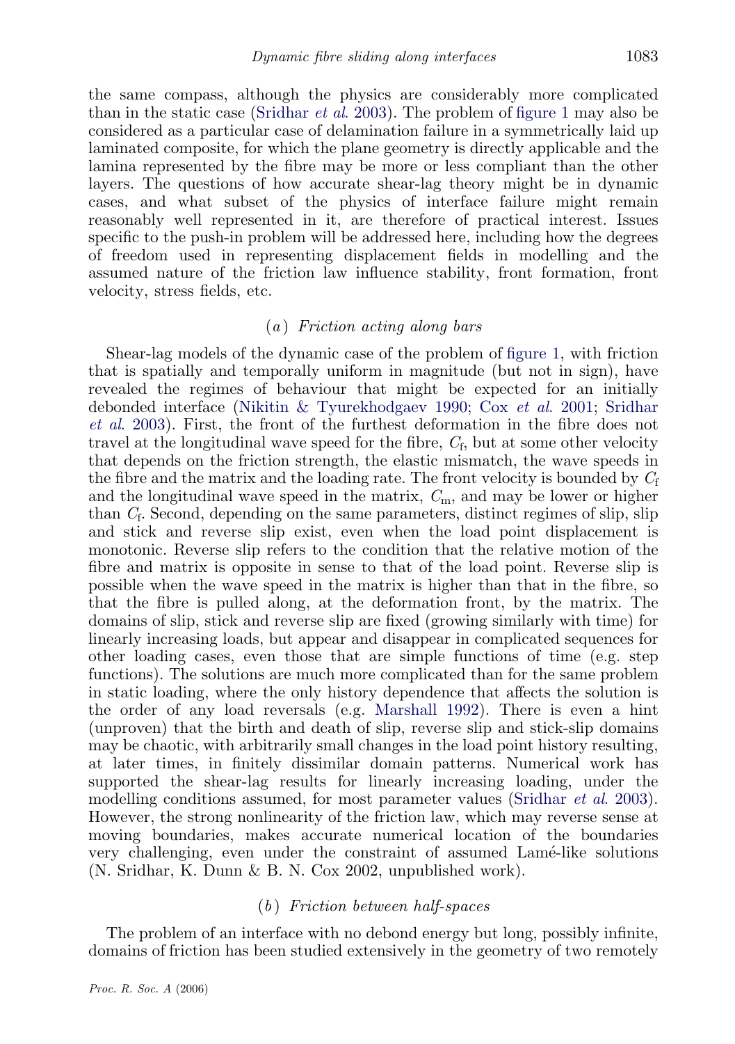the same compass, although the physics are considerably more complicated than in the static case (Sridhar *et al.* 2003). The problem of figure 1 may also be considered as a particular case of delamination failure in a symmetrically laid up laminated composite, for which the plane geometry is directly applicable and the lamina represented by the fibre may be more or less compliant than the other layers. The questions of how accurate shear-lag theory might be in dynamic cases, and what subset of the physics of interface failure might remain reasonably well represented in it, are therefore of practical interest. Issues specific to the push-in problem will be addressed here, including how the degrees of freedom used in representing displacement fields in modelling and the assumed nature of the friction law influence stability, front formation, front velocity, stress fields, etc.

### (*a*) *Friction acting along bars*

Shear-lag models of the dynamic case of the problem of figure 1, with friction that is spatially and temporally uniform in magnitude (but not in sign), have revealed the regimes of behaviour that might be expected for an initially debonded interface (Nikitin & Tyurekhodgaev 1990; Cox *et al.* 2001; Sridhar *et al.* 2003). First, the front of the furthest deformation in the fibre does not travel at the longitudinal wave speed for the fibre, $C_f$, but at some other velocity that depends on the friction strength, the elastic mismatch, the wave speeds in the fibre and the matrix and the loading rate. The front velocity is bounded by $C_f$ and the longitudinal wave speed in the matrix, $C_m$, and may be lower or higher than $C_f$. Second, depending on the same parameters, distinct regimes of slip, slip and stick and reverse slip exist, even when the load point displacement is monotonic. Reverse slip refers to the condition that the relative motion of the fibre and matrix is opposite in sense to that of the load point. Reverse slip is possible when the wave speed in the matrix is higher than that in the fibre, so that the fibre is pulled along, at the deformation front, by the matrix. The domains of slip, stick and reverse slip are fixed (growing similarly with time) for linearly increasing loads, but appear and disappear in complicated sequences for other loading cases, even those that are simple functions of time (e.g. step functions). The solutions are much more complicated than for the same problem in static loading, where the only history dependence that affects the solution is the order of any load reversals (e.g. Marshall 1992). There is even a hint (unproven) that the birth and death of slip, reverse slip and stick-slip domains may be chaotic, with arbitrarily small changes in the load point history resulting, at later times, in finitely dissimilar domain patterns. Numerical work has supported the shear-lag results for linearly increasing loading, under the modelling conditions assumed, for most parameter values (Sridhar *et al.* 2003). However, the strong nonlinearity of the friction law, which may reverse sense at moving boundaries, makes accurate numerical location of the boundaries very challenging, even under the constraint of assumed Lamé-like solutions (N. Sridhar, K. Dunn & B. N. Cox 2002, unpublished work).

### (*b*) *Friction between half-spaces*

The problem of an interface with no debond energy but long, possibly infinite, domains of friction has been studied extensively in the geometry of two remotely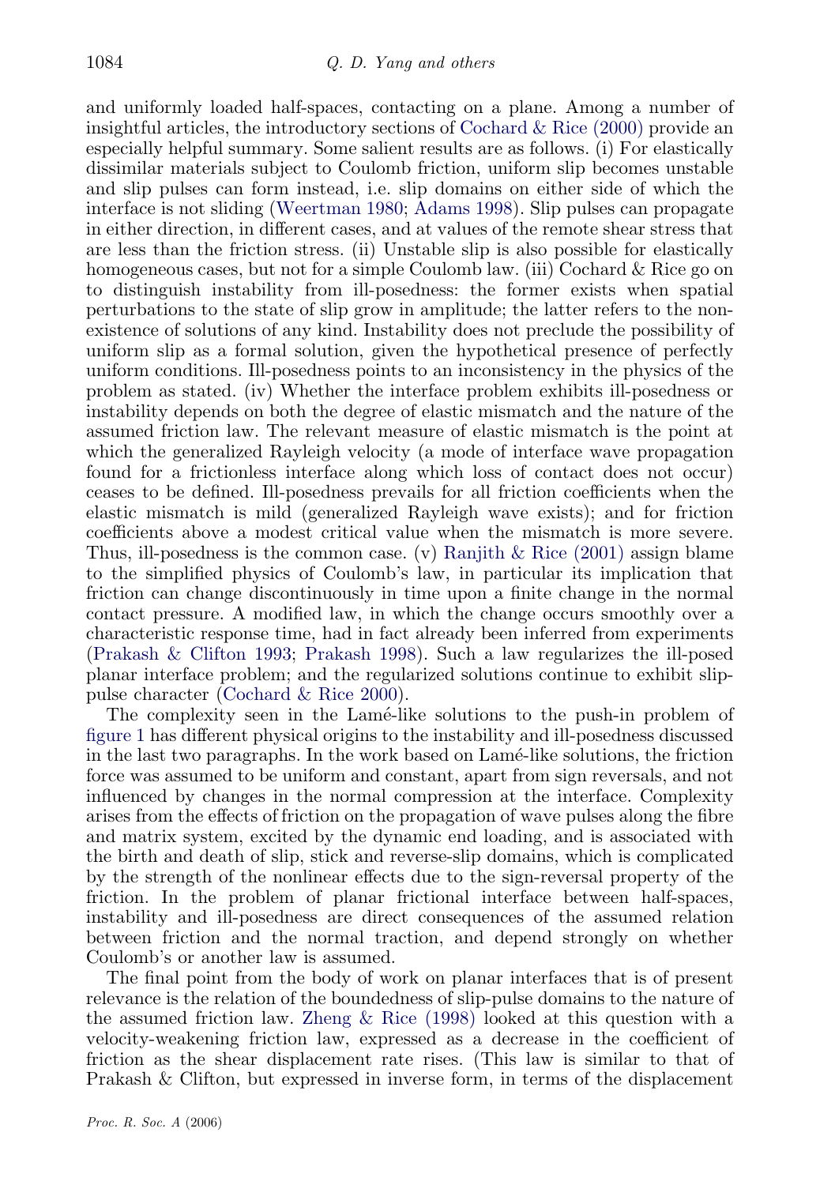and uniformly loaded half-spaces, contacting on a plane. Among a number of insightful articles, the introductory sections of Cochard & Rice (2000) provide an especially helpful summary. Some salient results are as follows. (i) For elastically dissimilar materials subject to Coulomb friction, uniform slip becomes unstable and slip pulses can form instead, i.e. slip domains on either side of which the interface is not sliding (Weertman 1980; Adams 1998). Slip pulses can propagate in either direction, in different cases, and at values of the remote shear stress that are less than the friction stress. (ii) Unstable slip is also possible for elastically homogeneous cases, but not for a simple Coulomb law. (iii) Cochard & Rice go on to distinguish instability from ill-posedness: the former exists when spatial perturbations to the state of slip grow in amplitude; the latter refers to the non-existence of solutions of any kind. Instability does not preclude the possibility of uniform slip as a formal solution, given the hypothetical presence of perfectly uniform conditions. Ill-posedness points to an inconsistency in the physics of the problem as stated. (iv) Whether the interface problem exhibits ill-posedness or instability depends on both the degree of elastic mismatch and the nature of the assumed friction law. The relevant measure of elastic mismatch is the point at which the generalized Rayleigh velocity (a mode of interface wave propagation found for a frictionless interface along which loss of contact does not occur) ceases to be defined. Ill-posedness prevails for all friction coefficients when the elastic mismatch is mild (generalized Rayleigh wave exists); and for friction coefficients above a modest critical value when the mismatch is more severe. Thus, ill-posedness is the common case. (v) Ranjith & Rice (2001) assign blame to the simplified physics of Coulomb's law, in particular its implication that friction can change discontinuously in time upon a finite change in the normal contact pressure. A modified law, in which the change occurs smoothly over a characteristic response time, had in fact already been inferred from experiments (Prakash & Clifton 1993; Prakash 1998). Such a law regularizes the ill-posed planar interface problem; and the regularized solutions continue to exhibit slip-pulse character (Cochard & Rice 2000).

The complexity seen in the Lamé-like solutions to the push-in problem of figure 1 has different physical origins to the instability and ill-posedness discussed in the last two paragraphs. In the work based on Lamé-like solutions, the friction force was assumed to be uniform and constant, apart from sign reversals, and not influenced by changes in the normal compression at the interface. Complexity arises from the effects of friction on the propagation of wave pulses along the fibre and matrix system, excited by the dynamic end loading, and is associated with the birth and death of slip, stick and reverse-slip domains, which is complicated by the strength of the nonlinear effects due to the sign-reversal property of the friction. In the problem of planar frictional interface between half-spaces, instability and ill-posedness are direct consequences of the assumed relation between friction and the normal traction, and depend strongly on whether Coulomb's or another law is assumed.

The final point from the body of work on planar interfaces that is of present relevance is the relation of the boundedness of slip-pulse domains to the nature of the assumed friction law. Zheng & Rice (1998) looked at this question with a velocity-weakening friction law, expressed as a decrease in the coefficient of friction as the shear displacement rate rises. (This law is similar to that of Prakash & Clifton, but expressed in inverse form, in terms of the displacement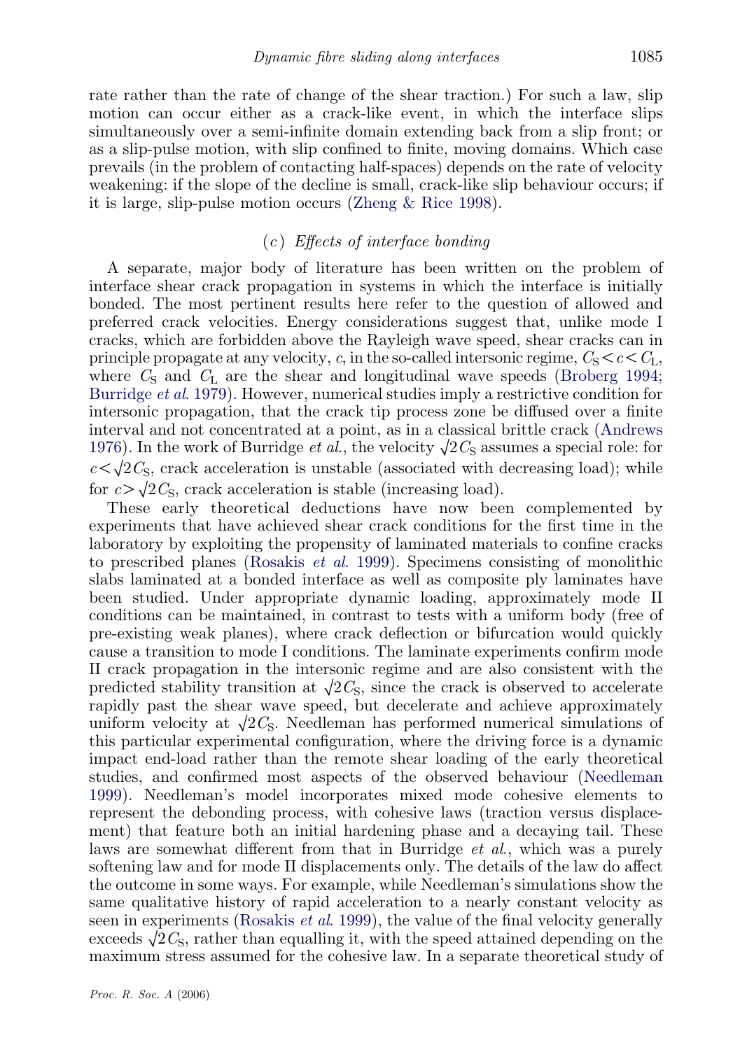rate rather than the rate of change of the shear traction.) For such a law, slip motion can occur either as a crack-like event, in which the interface slips simultaneously over a semi-infinite domain extending back from a slip front; or as a slip-pulse motion, with slip confined to finite, moving domains. Which case prevails (in the problem of contacting half-spaces) depends on the rate of velocity weakening: if the slope of the decline is small, crack-like slip behaviour occurs; if it is large, slip-pulse motion occurs (Zheng & Rice 1998).

### (*c*) *Effects of interface bonding*

A separate, major body of literature has been written on the problem of interface shear crack propagation in systems in which the interface is initially bonded. The most pertinent results here refer to the question of allowed and preferred crack velocities. Energy considerations suggest that, unlike mode I cracks, which are forbidden above the Rayleigh wave speed, shear cracks can in principle propagate at any velocity, $c$, in the so-called intersonic regime, $C_S < c < C_L$, where $C_S$ and $C_L$ are the shear and longitudinal wave speeds (Broberg 1994; Burridge *et al.* 1979). However, numerical studies imply a restrictive condition for intersonic propagation, that the crack tip process zone be diffused over a finite interval and not concentrated at a point, as in a classical brittle crack (Andrews 1976). In the work of Burridge *et al.*, the velocity $\sqrt{2}C_S$ assumes a special role: for $c < \sqrt{2}C_S$, crack acceleration is unstable (associated with decreasing load); while for $c > \sqrt{2}C_S$, crack acceleration is stable (increasing load).

These early theoretical deductions have now been complemented by experiments that have achieved shear crack conditions for the first time in the laboratory by exploiting the propensity of laminated materials to confine cracks to prescribed planes (Rosakis *et al.* 1999). Specimens consisting of monolithic slabs laminated at a bonded interface as well as composite ply laminates have been studied. Under appropriate dynamic loading, approximately mode II conditions can be maintained, in contrast to tests with a uniform body (free of pre-existing weak planes), where crack deflection or bifurcation would quickly cause a transition to mode I conditions. The laminate experiments confirm mode II crack propagation in the intersonic regime and are also consistent with the predicted stability transition at $\sqrt{2}C_S$, since the crack is observed to accelerate rapidly past the shear wave speed, but decelerate and achieve approximately uniform velocity at $\sqrt{2}C_S$. Needleman has performed numerical simulations of this particular experimental configuration, where the driving force is a dynamic impact end-load rather than the remote shear loading of the early theoretical studies, and confirmed most aspects of the observed behaviour (Needleman 1999). Needleman's model incorporates mixed mode cohesive elements to represent the debonding process, with cohesive laws (traction versus displacement) that feature both an initial hardening phase and a decaying tail. These laws are somewhat different from that in Burridge *et al.*, which was a purely softening law and for mode II displacements only. The details of the law do affect the outcome in some ways. For example, while Needleman's simulations show the same qualitative history of rapid acceleration to a nearly constant velocity as seen in experiments (Rosakis *et al.* 1999), the value of the final velocity generally exceeds $\sqrt{2}C_S$, rather than equalling it, with the speed attained depending on the maximum stress assumed for the cohesive law. In a separate theoretical study of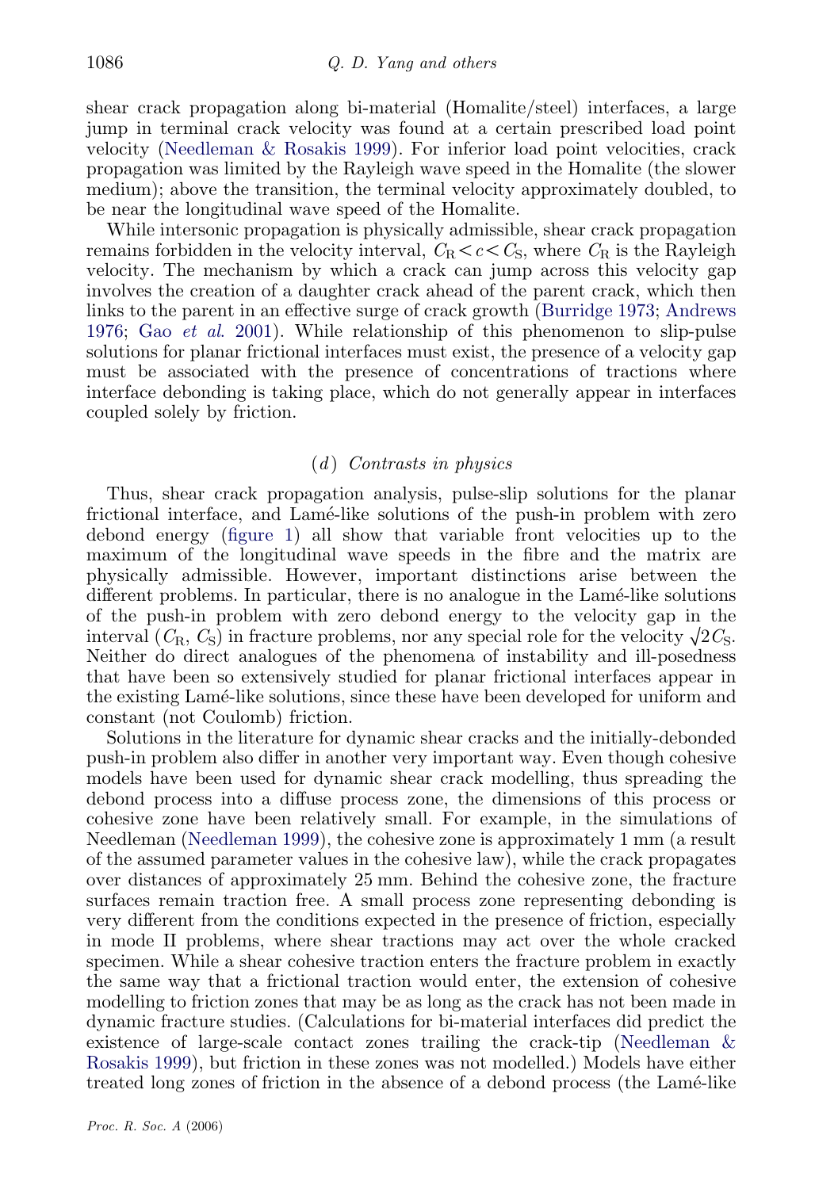shear crack propagation along bi-material (Homalite/steel) interfaces, a large jump in terminal crack velocity was found at a certain prescribed load point velocity (Needleman & Rosakis 1999). For inferior load point velocities, crack propagation was limited by the Rayleigh wave speed in the Homalite (the slower medium); above the transition, the terminal velocity approximately doubled, to be near the longitudinal wave speed of the Homalite.

While intersonic propagation is physically admissible, shear crack propagation remains forbidden in the velocity interval, $C_R < c < C_S$, where $C_R$ is the Rayleigh velocity. The mechanism by which a crack can jump across this velocity gap involves the creation of a daughter crack ahead of the parent crack, which then links to the parent in an effective surge of crack growth (Burridge 1973; Andrews 1976; Gao *et al.* 2001). While relationship of this phenomenon to slip-pulse solutions for planar frictional interfaces must exist, the presence of a velocity gap must be associated with the presence of concentrations of tractions where interface debonding is taking place, which do not generally appear in interfaces coupled solely by friction.

### (*d*) *Contrasts in physics*

Thus, shear crack propagation analysis, pulse-slip solutions for the planar frictional interface, and Lamé-like solutions of the push-in problem with zero debond energy (figure 1) all show that variable front velocities up to the maximum of the longitudinal wave speeds in the fibre and the matrix are physically admissible. However, important distinctions arise between the different problems. In particular, there is no analogue in the Lamé-like solutions of the push-in problem with zero debond energy to the velocity gap in the interval ($C_R$, $C_S$) in fracture problems, nor any special role for the velocity $\sqrt{2}C_S$. Neither do direct analogues of the phenomena of instability and ill-posedness that have been so extensively studied for planar frictional interfaces appear in the existing Lamé-like solutions, since these have been developed for uniform and constant (not Coulomb) friction.

Solutions in the literature for dynamic shear cracks and the initially-debonded push-in problem also differ in another very important way. Even though cohesive models have been used for dynamic shear crack modelling, thus spreading the debond process into a diffuse process zone, the dimensions of this process or cohesive zone have been relatively small. For example, in the simulations of Needleman (Needleman 1999), the cohesive zone is approximately 1 mm (a result of the assumed parameter values in the cohesive law), while the crack propagates over distances of approximately 25 mm. Behind the cohesive zone, the fracture surfaces remain traction free. A small process zone representing debonding is very different from the conditions expected in the presence of friction, especially in mode II problems, where shear tractions may act over the whole cracked specimen. While a shear cohesive traction enters the fracture problem in exactly the same way that a frictional traction would enter, the extension of cohesive modelling to friction zones that may be as long as the crack has not been made in dynamic fracture studies. (Calculations for bi-material interfaces did predict the existence of large-scale contact zones trailing the crack-tip (Needleman & Rosakis 1999), but friction in these zones was not modelled.) Models have either treated long zones of friction in the absence of a debond process (the Lamé-like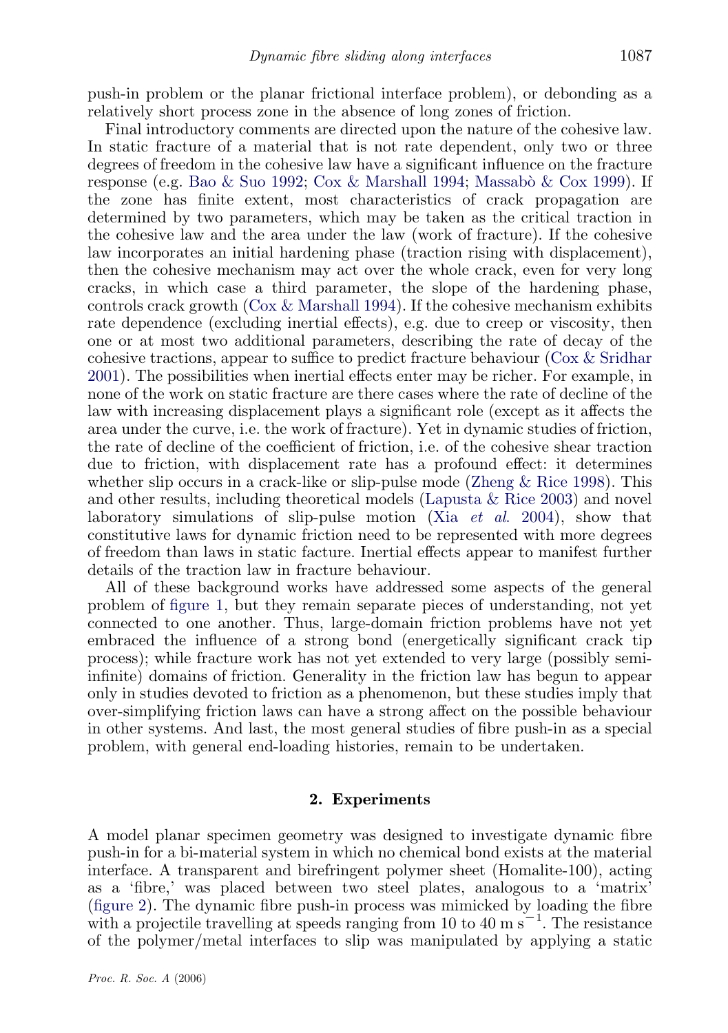push-in problem or the planar frictional interface problem), or debonding as a relatively short process zone in the absence of long zones of friction.

Final introductory comments are directed upon the nature of the cohesive law. In static fracture of a material that is not rate dependent, only two or three degrees of freedom in the cohesive law have a significant influence on the fracture response (e.g. Bao & Suo 1992; Cox & Marshall 1994; Massabò & Cox 1999). If the zone has finite extent, most characteristics of crack propagation are determined by two parameters, which may be taken as the critical traction in the cohesive law and the area under the law (work of fracture). If the cohesive law incorporates an initial hardening phase (traction rising with displacement), then the cohesive mechanism may act over the whole crack, even for very long cracks, in which case a third parameter, the slope of the hardening phase, controls crack growth (Cox & Marshall 1994). If the cohesive mechanism exhibits rate dependence (excluding inertial effects), e.g. due to creep or viscosity, then one or at most two additional parameters, describing the rate of decay of the cohesive tractions, appear to suffice to predict fracture behaviour (Cox & Sridhar 2001). The possibilities when inertial effects enter may be richer. For example, in none of the work on static fracture are there cases where the rate of decline of the law with increasing displacement plays a significant role (except as it affects the area under the curve, i.e. the work of fracture). Yet in dynamic studies of friction, the rate of decline of the coefficient of friction, i.e. of the cohesive shear traction due to friction, with displacement rate has a profound effect: it determines whether slip occurs in a crack-like or slip-pulse mode (Zheng & Rice 1998). This and other results, including theoretical models (Lapusta & Rice 2003) and novel laboratory simulations of slip-pulse motion (Xia *et al.* 2004), show that constitutive laws for dynamic friction need to be represented with more degrees of freedom than laws in static facture. Inertial effects appear to manifest further details of the traction law in fracture behaviour.

All of these background works have addressed some aspects of the general problem of figure 1, but they remain separate pieces of understanding, not yet connected to one another. Thus, large-domain friction problems have not yet embraced the influence of a strong bond (energetically significant crack tip process); while fracture work has not yet extended to very large (possibly semi-infinite) domains of friction. Generality in the friction law has begun to appear only in studies devoted to friction as a phenomenon, but these studies imply that over-simplifying friction laws can have a strong affect on the possible behaviour in other systems. And last, the most general studies of fibre push-in as a special problem, with general end-loading histories, remain to be undertaken.

## 2. Experiments

A model planar specimen geometry was designed to investigate dynamic fibre push-in for a bi-material system in which no chemical bond exists at the material interface. A transparent and birefringent polymer sheet (Homalite-100), acting as a 'fibre,' was placed between two steel plates, analogous to a 'matrix' (figure 2). The dynamic fibre push-in process was mimicked by loading the fibre with a projectile travelling at speeds ranging from 10 to 40 m $s^{-1}$. The resistance of the polymer/metal interfaces to slip was manipulated by applying a static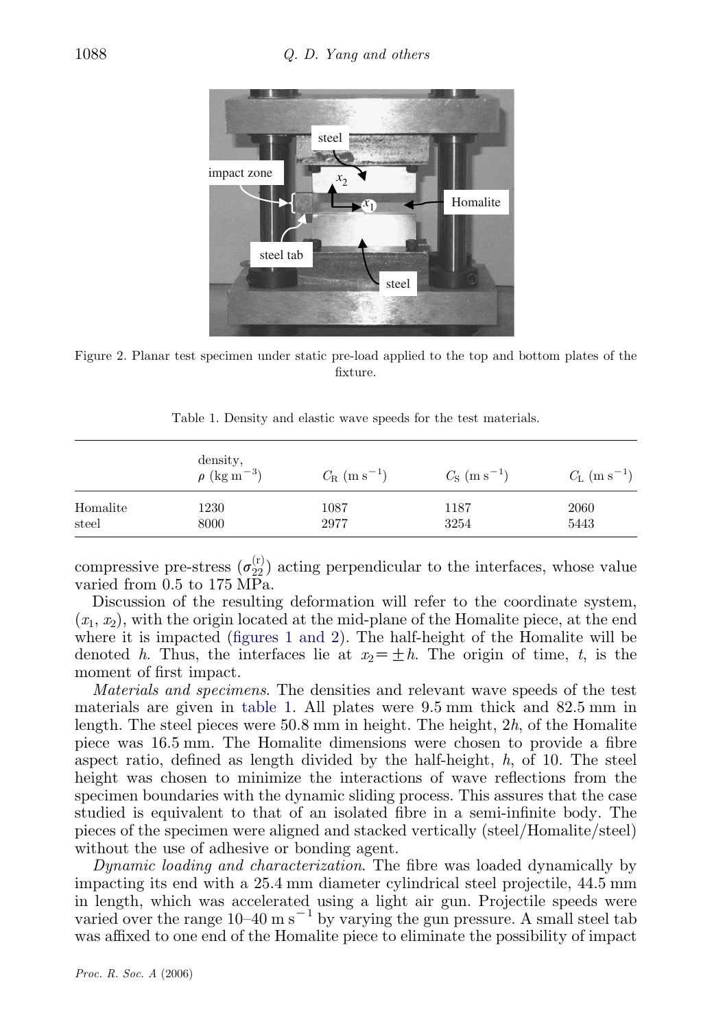Figure 2. Planar test specimen under static pre-load applied to the top and bottom plates of the fixture.

Table 1. Density and elastic wave speeds for the test materials.

| | density, $\rho$ (kg m$^{-3}$) | $C_\mathrm{R}$ (m s$^{-1}$) | $C_\mathrm{S}$ (m s$^{-1}$) | $C_\mathrm{L}$ (m s$^{-1}$) |
|---|---|---|---|---|
| Homalite | 1230 | 1087 | 1187 | 2060 |
| steel | 8000 | 2977 | 3254 | 5443 |

compressive pre-stress ($\sigma_{22}^{(\mathrm{r})}$) acting perpendicular to the interfaces, whose value varied from 0.5 to 175 MPa.

Discussion of the resulting deformation will refer to the coordinate system, ($x_1$, $x_2$), with the origin located at the mid-plane of the Homalite piece, at the end where it is impacted (figures 1 and 2). The half-height of the Homalite will be denoted $h$. Thus, the interfaces lie at $x_2 = \pm h$. The origin of time, $t$, is the moment of first impact.

*Materials and specimens*. The densities and relevant wave speeds of the test materials are given in table 1. All plates were 9.5 mm thick and 82.5 mm in length. The steel pieces were 50.8 mm in height. The height, $2h$, of the Homalite piece was 16.5 mm. The Homalite dimensions were chosen to provide a fibre aspect ratio, defined as length divided by the half-height, $h$, of 10. The steel height was chosen to minimize the interactions of wave reflections from the specimen boundaries with the dynamic sliding process. This assures that the case studied is equivalent to that of an isolated fibre in a semi-infinite body. The pieces of the specimen were aligned and stacked vertically (steel/Homalite/steel) without the use of adhesive or bonding agent.

*Dynamic loading and characterization*. The fibre was loaded dynamically by impacting its end with a 25.4 mm diameter cylindrical steel projectile, 44.5 mm in length, which was accelerated using a light air gun. Projectile speeds were varied over the range 10–40 m s$^{-1}$ by varying the gun pressure. A small steel tab was affixed to one end of the Homalite piece to eliminate the possibility of impact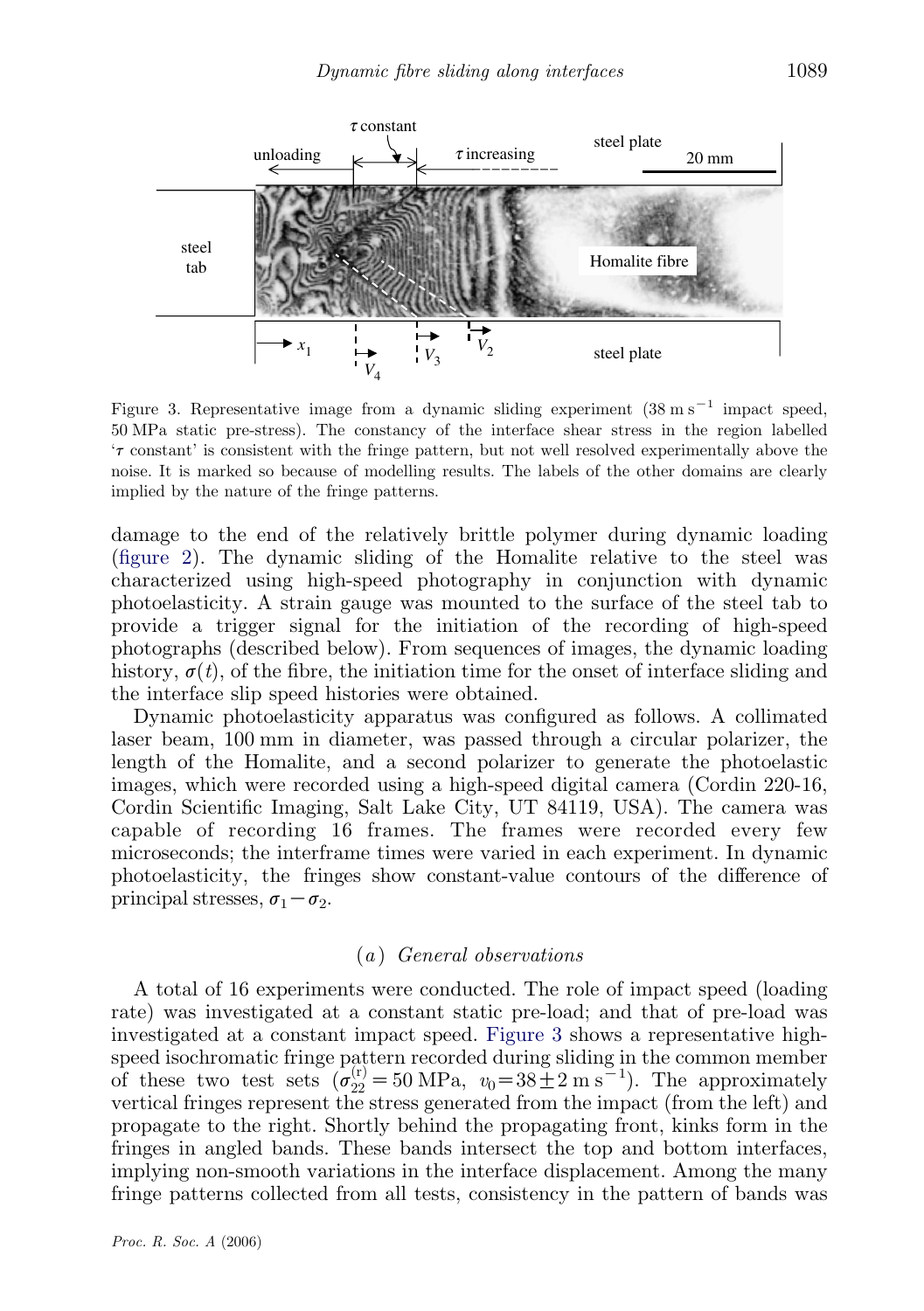Figure 3. Representative image from a dynamic sliding experiment ($38\,\mathrm{m\,s^{-1}}$ impact speed, 50 MPa static pre-stress). The constancy of the interface shear stress in the region labelled '$\tau$ constant' is consistent with the fringe pattern, but not well resolved experimentally above the noise. It is marked so because of modelling results. The labels of the other domains are clearly implied by the nature of the fringe patterns.

damage to the end of the relatively brittle polymer during dynamic loading (figure 2). The dynamic sliding of the Homalite relative to the steel was characterized using high-speed photography in conjunction with dynamic photoelasticity. A strain gauge was mounted to the surface of the steel tab to provide a trigger signal for the initiation of the recording of high-speed photographs (described below). From sequences of images, the dynamic loading history, $\sigma(t)$, of the fibre, the initiation time for the onset of interface sliding and the interface slip speed histories were obtained.

Dynamic photoelasticity apparatus was configured as follows. A collimated laser beam, 100 mm in diameter, was passed through a circular polarizer, the length of the Homalite, and a second polarizer to generate the photoelastic images, which were recorded using a high-speed digital camera (Cordin 220-16, Cordin Scientific Imaging, Salt Lake City, UT 84119, USA). The camera was capable of recording 16 frames. The frames were recorded every few microseconds; the interframe times were varied in each experiment. In dynamic photoelasticity, the fringes show constant-value contours of the difference of principal stresses, $\sigma_1 - \sigma_2$.

### (a) General observations

A total of 16 experiments were conducted. The role of impact speed (loading rate) was investigated at a constant static pre-load; and that of pre-load was investigated at a constant impact speed. Figure 3 shows a representative high-speed isochromatic fringe pattern recorded during sliding in the common member of these two test sets ($\sigma_{22}^{(r)} = 50\,\mathrm{MPa}$, $v_0 = 38 \pm 2\,\mathrm{m\,s^{-1}}$). The approximately vertical fringes represent the stress generated from the impact (from the left) and propagate to the right. Shortly behind the propagating front, kinks form in the fringes in angled bands. These bands intersect the top and bottom interfaces, implying non-smooth variations in the interface displacement. Among the many fringe patterns collected from all tests, consistency in the pattern of bands was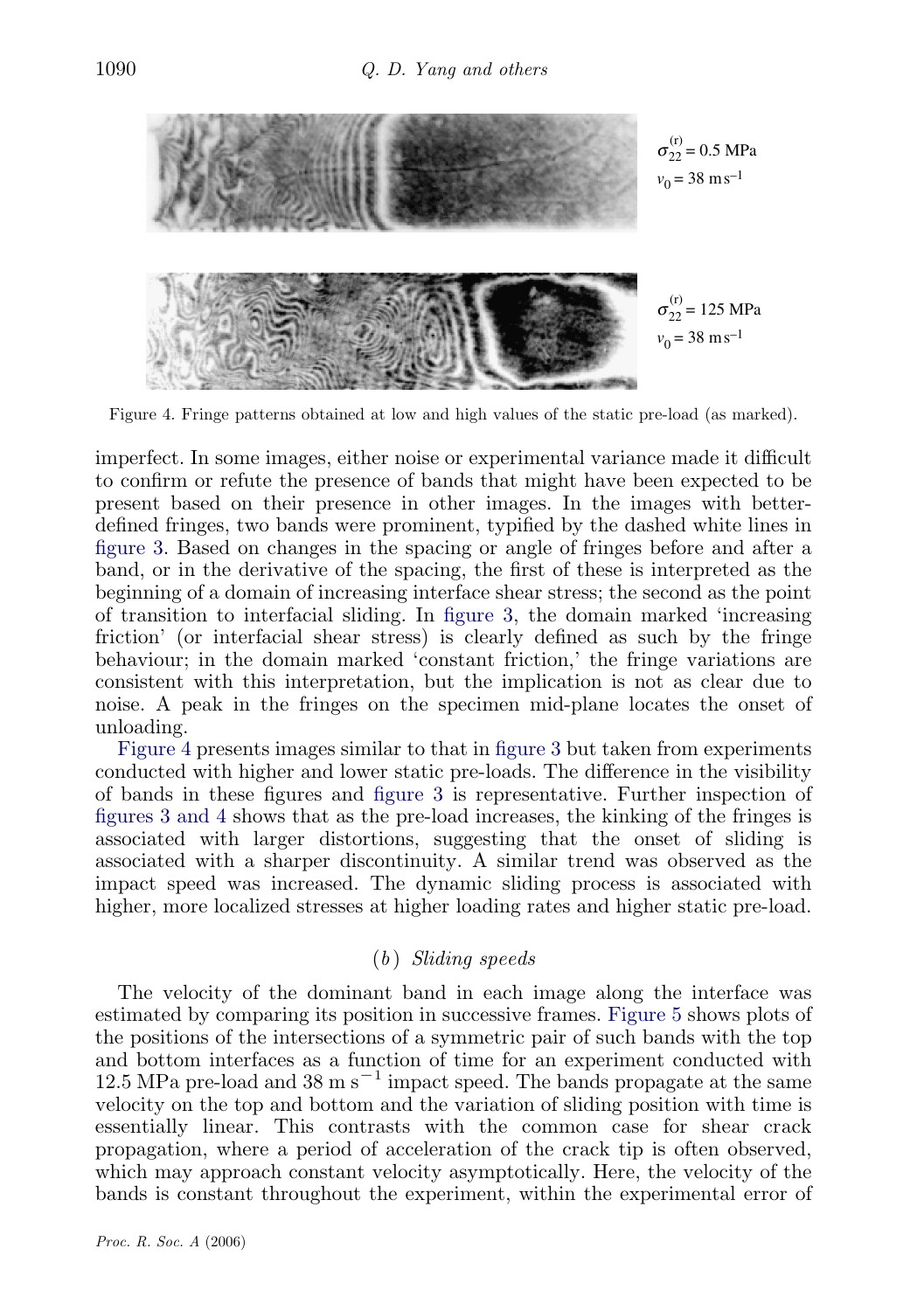$\sigma_{22}^{(r)} = 0.5$ MPa
$v_0 = 38$ m s$^{-1}$

$\sigma_{22}^{(r)} = 125$ MPa
$v_0 = 38$ m s$^{-1}$

Figure 4. Fringe patterns obtained at low and high values of the static pre-load (as marked).

imperfect. In some images, either noise or experimental variance made it difficult to confirm or refute the presence of bands that might have been expected to be present based on their presence in other images. In the images with better-defined fringes, two bands were prominent, typified by the dashed white lines in figure 3. Based on changes in the spacing or angle of fringes before and after a band, or in the derivative of the spacing, the first of these is interpreted as the beginning of a domain of increasing interface shear stress; the second as the point of transition to interfacial sliding. In figure 3, the domain marked 'increasing friction' (or interfacial shear stress) is clearly defined as such by the fringe behaviour; in the domain marked 'constant friction,' the fringe variations are consistent with this interpretation, but the implication is not as clear due to noise. A peak in the fringes on the specimen mid-plane locates the onset of unloading.

Figure 4 presents images similar to that in figure 3 but taken from experiments conducted with higher and lower static pre-loads. The difference in the visibility of bands in these figures and figure 3 is representative. Further inspection of figures 3 and 4 shows that as the pre-load increases, the kinking of the fringes is associated with larger distortions, suggesting that the onset of sliding is associated with a sharper discontinuity. A similar trend was observed as the impact speed was increased. The dynamic sliding process is associated with higher, more localized stresses at higher loading rates and higher static pre-load.

## (b) *Sliding speeds*

The velocity of the dominant band in each image along the interface was estimated by comparing its position in successive frames. Figure 5 shows plots of the positions of the intersections of a symmetric pair of such bands with the top and bottom interfaces as a function of time for an experiment conducted with 12.5 MPa pre-load and 38 m s$^{-1}$ impact speed. The bands propagate at the same velocity on the top and bottom and the variation of sliding position with time is essentially linear. This contrasts with the common case for shear crack propagation, where a period of acceleration of the crack tip is often observed, which may approach constant velocity asymptotically. Here, the velocity of the bands is constant throughout the experiment, within the experimental error of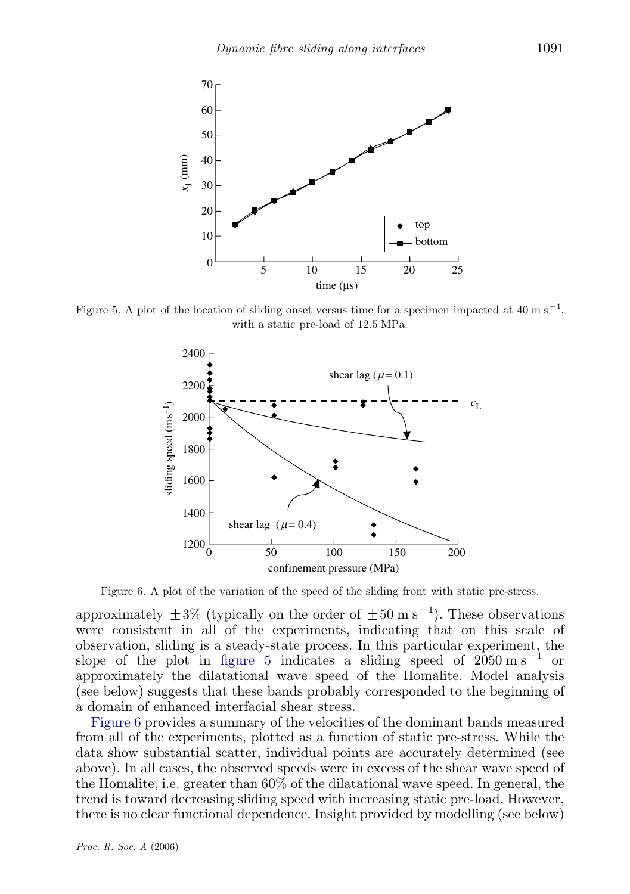Figure 5. A plot of the location of sliding onset versus time for a specimen impacted at $40\ \mathrm{m\,s^{-1}}$, with a static pre-load of 12.5 MPa.

Figure 6. A plot of the variation of the speed of the sliding front with static pre-stress.

approximately $\pm 3\%$ (typically on the order of $\pm 50\ \mathrm{m\,s^{-1}}$). These observations were consistent in all of the experiments, indicating that on this scale of observation, sliding is a steady-state process. In this particular experiment, the slope of the plot in figure 5 indicates a sliding speed of $2050\ \mathrm{m\,s^{-1}}$ or approximately the dilatational wave speed of the Homalite. Model analysis (see below) suggests that these bands probably corresponded to the beginning of a domain of enhanced interfacial shear stress.

Figure 6 provides a summary of the velocities of the dominant bands measured from all of the experiments, plotted as a function of static pre-stress. While the data show substantial scatter, individual points are accurately determined (see above). In all cases, the observed speeds were in excess of the shear wave speed of the Homalite, i.e. greater than 60% of the dilatational wave speed. In general, the trend is toward decreasing sliding speed with increasing static pre-load. However, there is no clear functional dependence. Insight provided by modelling (see below)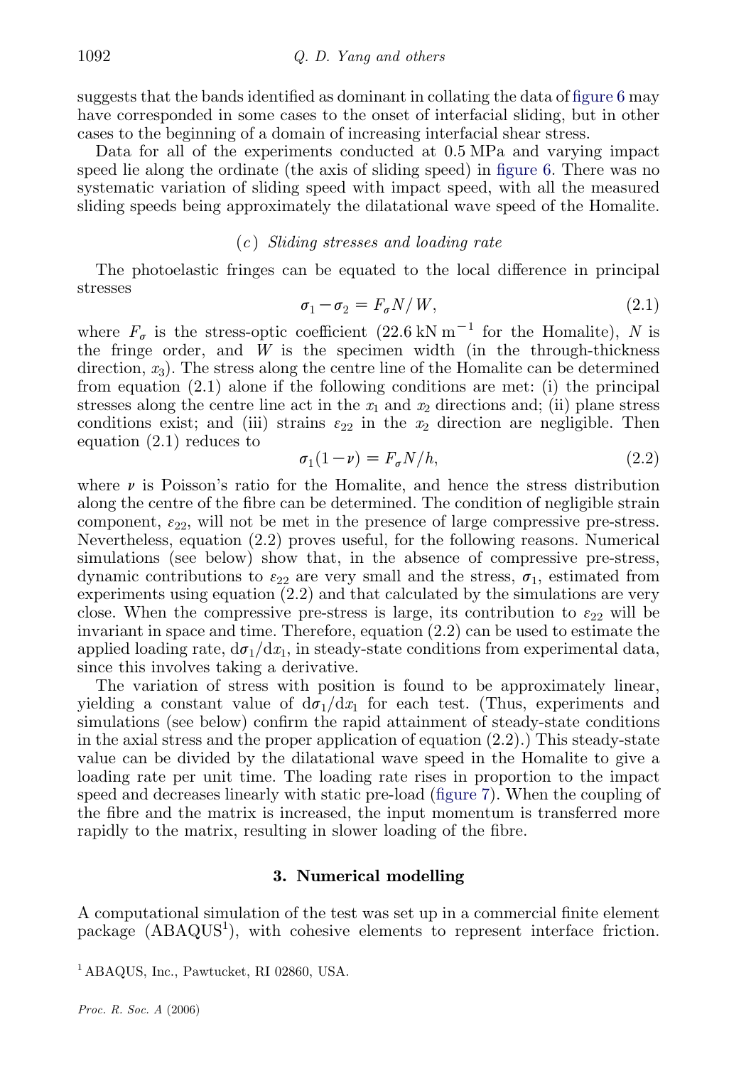suggests that the bands identified as dominant in collating the data of figure 6 may have corresponded in some cases to the onset of interfacial sliding, but in other cases to the beginning of a domain of increasing interfacial shear stress.

Data for all of the experiments conducted at 0.5 MPa and varying impact speed lie along the ordinate (the axis of sliding speed) in figure 6. There was no systematic variation of sliding speed with impact speed, with all the measured sliding speeds being approximately the dilatational wave speed of the Homalite.

### (*c*) *Sliding stresses and loading rate*

The photoelastic fringes can be equated to the local difference in principal stresses

$$\sigma_1 - \sigma_2 = F_\sigma N / W, \tag{2.1}$$

where $F_\sigma$ is the stress-optic coefficient ($22.6\ \mathrm{kN\ m^{-1}}$ for the Homalite), $N$ is the fringe order, and $W$ is the specimen width (in the through-thickness direction, $x_3$). The stress along the centre line of the Homalite can be determined from equation (2.1) alone if the following conditions are met: (i) the principal stresses along the centre line act in the $x_1$ and $x_2$ directions and; (ii) plane stress conditions exist; and (iii) strains $\varepsilon_{22}$ in the $x_2$ direction are negligible. Then equation (2.1) reduces to

$$\sigma_1(1-\nu) = F_\sigma N / h, \tag{2.2}$$

where $\nu$ is Poisson's ratio for the Homalite, and hence the stress distribution along the centre of the fibre can be determined. The condition of negligible strain component, $\varepsilon_{22}$, will not be met in the presence of large compressive pre-stress. Nevertheless, equation (2.2) proves useful, for the following reasons. Numerical simulations (see below) show that, in the absence of compressive pre-stress, dynamic contributions to $\varepsilon_{22}$ are very small and the stress, $\sigma_1$, estimated from experiments using equation (2.2) and that calculated by the simulations are very close. When the compressive pre-stress is large, its contribution to $\varepsilon_{22}$ will be invariant in space and time. Therefore, equation (2.2) can be used to estimate the applied loading rate, $\mathrm{d}\sigma_1/\mathrm{d}x_1$, in steady-state conditions from experimental data, since this involves taking a derivative.

The variation of stress with position is found to be approximately linear, yielding a constant value of $\mathrm{d}\sigma_1/\mathrm{d}x_1$ for each test. (Thus, experiments and simulations (see below) confirm the rapid attainment of steady-state conditions in the axial stress and the proper application of equation (2.2).) This steady-state value can be divided by the dilatational wave speed in the Homalite to give a loading rate per unit time. The loading rate rises in proportion to the impact speed and decreases linearly with static pre-load (figure 7). When the coupling of the fibre and the matrix is increased, the input momentum is transferred more rapidly to the matrix, resulting in slower loading of the fibre.

## 3. Numerical modelling

A computational simulation of the test was set up in a commercial finite element package (ABAQUS[1]), with cohesive elements to represent interface friction.

[1] ABAQUS, Inc., Pawtucket, RI 02860, USA.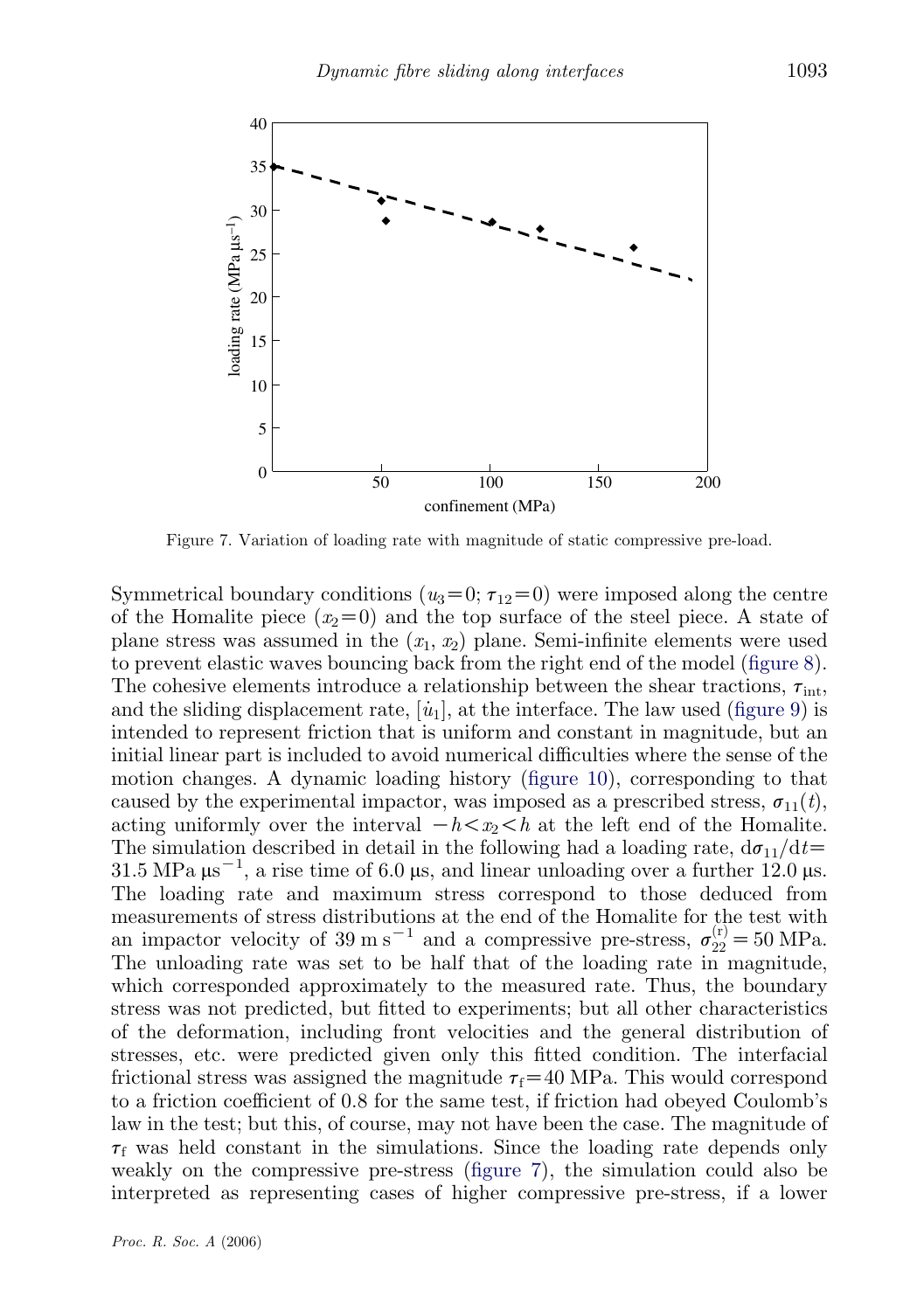Figure 7. Variation of loading rate with magnitude of static compressive pre-load.

Symmetrical boundary conditions ($u_3=0$; $\tau_{12}=0$) were imposed along the centre of the Homalite piece ($x_2=0$) and the top surface of the steel piece. A state of plane stress was assumed in the ($x_1$, $x_2$) plane. Semi-infinite elements were used to prevent elastic waves bouncing back from the right end of the model (figure 8). The cohesive elements introduce a relationship between the shear tractions, $\tau_{\text{int}}$, and the sliding displacement rate, $[\dot{u}_1]$, at the interface. The law used (figure 9) is intended to represent friction that is uniform and constant in magnitude, but an initial linear part is included to avoid numerical difficulties where the sense of the motion changes. A dynamic loading history (figure 10), corresponding to that caused by the experimental impactor, was imposed as a prescribed stress, $\sigma_{11}(t)$, acting uniformly over the interval $-h<x_2<h$ at the left end of the Homalite. The simulation described in detail in the following had a loading rate, $\mathrm{d}\sigma_{11}/\mathrm{d}t=31.5\ \text{MPa}\ \mu\text{s}^{-1}$, a rise time of 6.0 μs, and linear unloading over a further 12.0 μs. The loading rate and maximum stress correspond to those deduced from measurements of stress distributions at the end of the Homalite for the test with an impactor velocity of $39\ \text{m s}^{-1}$ and a compressive pre-stress, $\sigma_{22}^{(\text{r})}=50\ \text{MPa}$. The unloading rate was set to be half that of the loading rate in magnitude, which corresponded approximately to the measured rate. Thus, the boundary stress was not predicted, but fitted to experiments; but all other characteristics of the deformation, including front velocities and the general distribution of stresses, etc. were predicted given only this fitted condition. The interfacial frictional stress was assigned the magnitude $\tau_{\text{f}}=40$ MPa. This would correspond to a friction coefficient of 0.8 for the same test, if friction had obeyed Coulomb's law in the test; but this, of course, may not have been the case. The magnitude of $\tau_{\text{f}}$ was held constant in the simulations. Since the loading rate depends only weakly on the compressive pre-stress (figure 7), the simulation could also be interpreted as representing cases of higher compressive pre-stress, if a lower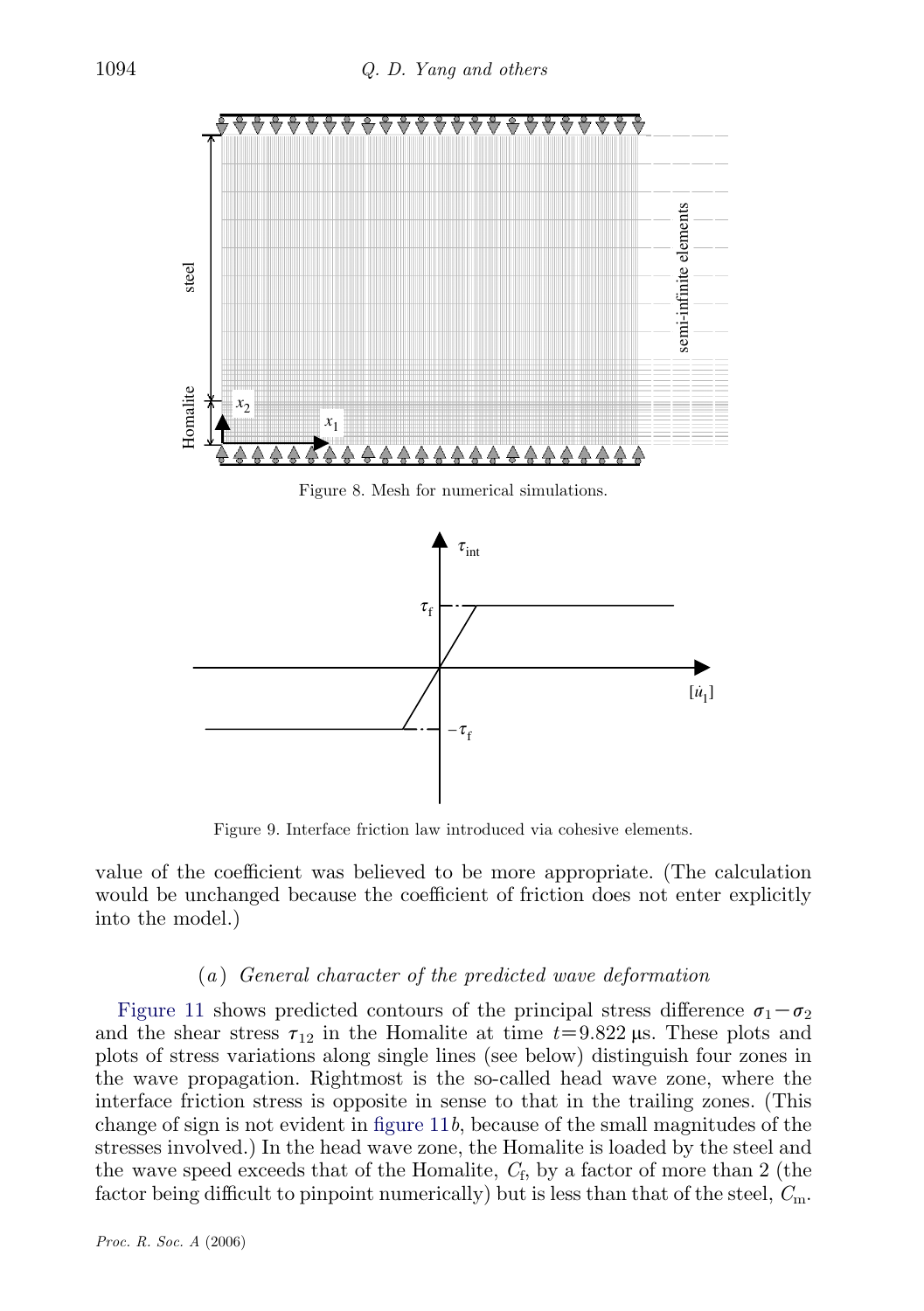Figure 8. Mesh for numerical simulations.

Figure 9. Interface friction law introduced via cohesive elements.

value of the coefficient was believed to be more appropriate. (The calculation would be unchanged because the coefficient of friction does not enter explicitly into the model.)

### (*a*) *General character of the predicted wave deformation*

Figure 11 shows predicted contours of the principal stress difference $\sigma_1 - \sigma_2$ and the shear stress $\tau_{12}$ in the Homalite at time $t = 9.822\ \mu\text{s}$. These plots and plots of stress variations along single lines (see below) distinguish four zones in the wave propagation. Rightmost is the so-called head wave zone, where the interface friction stress is opposite in sense to that in the trailing zones. (This change of sign is not evident in figure 11*b*, because of the small magnitudes of the stresses involved.) In the head wave zone, the Homalite is loaded by the steel and the wave speed exceeds that of the Homalite, $C_\text{f}$, by a factor of more than 2 (the factor being difficult to pinpoint numerically) but is less than that of the steel, $C_\text{m}$.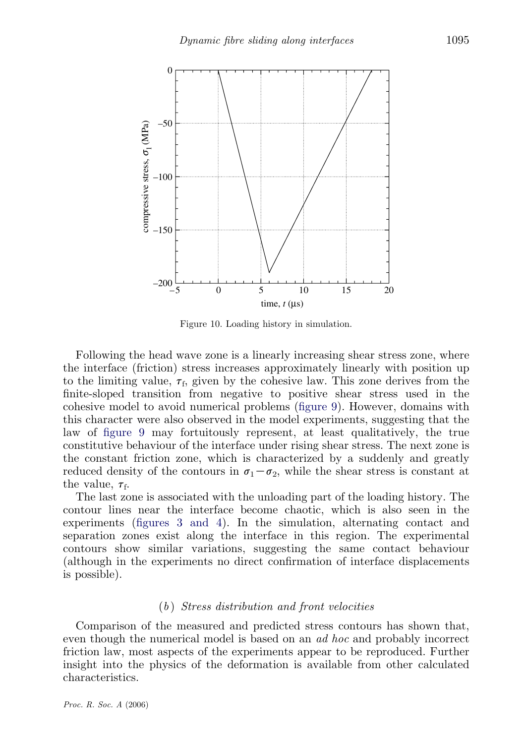Figure 10. Loading history in simulation.

Following the head wave zone is a linearly increasing shear stress zone, where the interface (friction) stress increases approximately linearly with position up to the limiting value, $\tau_f$, given by the cohesive law. This zone derives from the finite-sloped transition from negative to positive shear stress used in the cohesive model to avoid numerical problems (figure 9). However, domains with this character were also observed in the model experiments, suggesting that the law of figure 9 may fortuitously represent, at least qualitatively, the true constitutive behaviour of the interface under rising shear stress. The next zone is the constant friction zone, which is characterized by a suddenly and greatly reduced density of the contours in $\sigma_1-\sigma_2$, while the shear stress is constant at the value, $\tau_f$.

The last zone is associated with the unloading part of the loading history. The contour lines near the interface become chaotic, which is also seen in the experiments (figures 3 and 4). In the simulation, alternating contact and separation zones exist along the interface in this region. The experimental contours show similar variations, suggesting the same contact behaviour (although in the experiments no direct confirmation of interface displacements is possible).

### (*b*) *Stress distribution and front velocities*

Comparison of the measured and predicted stress contours has shown that, even though the numerical model is based on an *ad hoc* and probably incorrect friction law, most aspects of the experiments appear to be reproduced. Further insight into the physics of the deformation is available from other calculated characteristics.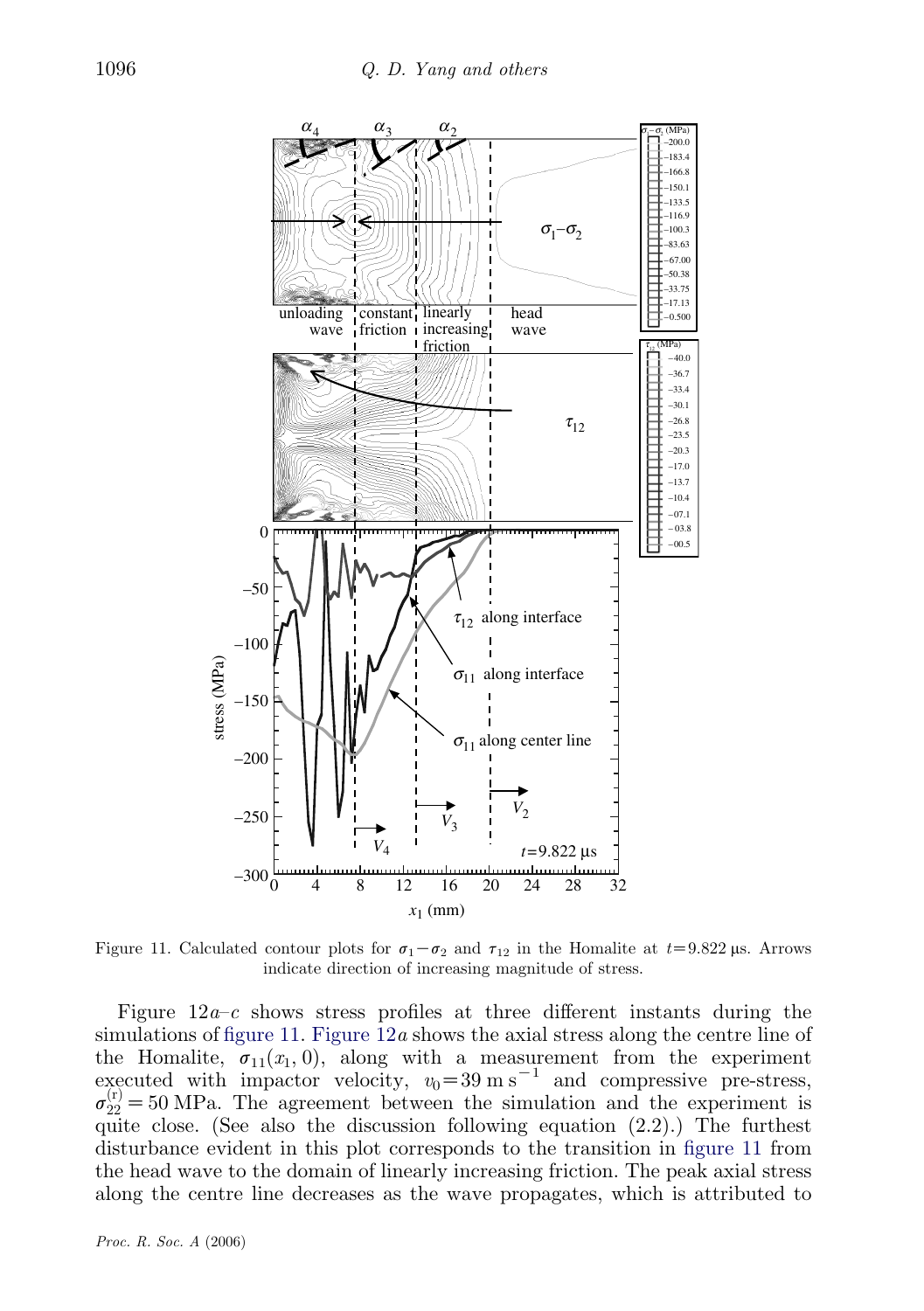Figure 11. Calculated contour plots for $\sigma_1 - \sigma_2$ and $\tau_{12}$ in the Homalite at $t = 9.822\ \mu s$. Arrows indicate direction of increasing magnitude of stress.

Figure 12*a–c* shows stress profiles at three different instants during the simulations of figure 11. Figure 12*a* shows the axial stress along the centre line of the Homalite, $\sigma_{11}(x_1, 0)$, along with a measurement from the experiment executed with impactor velocity, $v_0 = 39\ \mathrm{m\,s^{-1}}$ and compressive pre-stress, $\sigma_{22}^{(r)} = 50\ \mathrm{MPa}$. The agreement between the simulation and the experiment is quite close. (See also the discussion following equation (2.2).) The furthest disturbance evident in this plot corresponds to the transition in figure 11 from the head wave to the domain of linearly increasing friction. The peak axial stress along the centre line decreases as the wave propagates, which is attributed to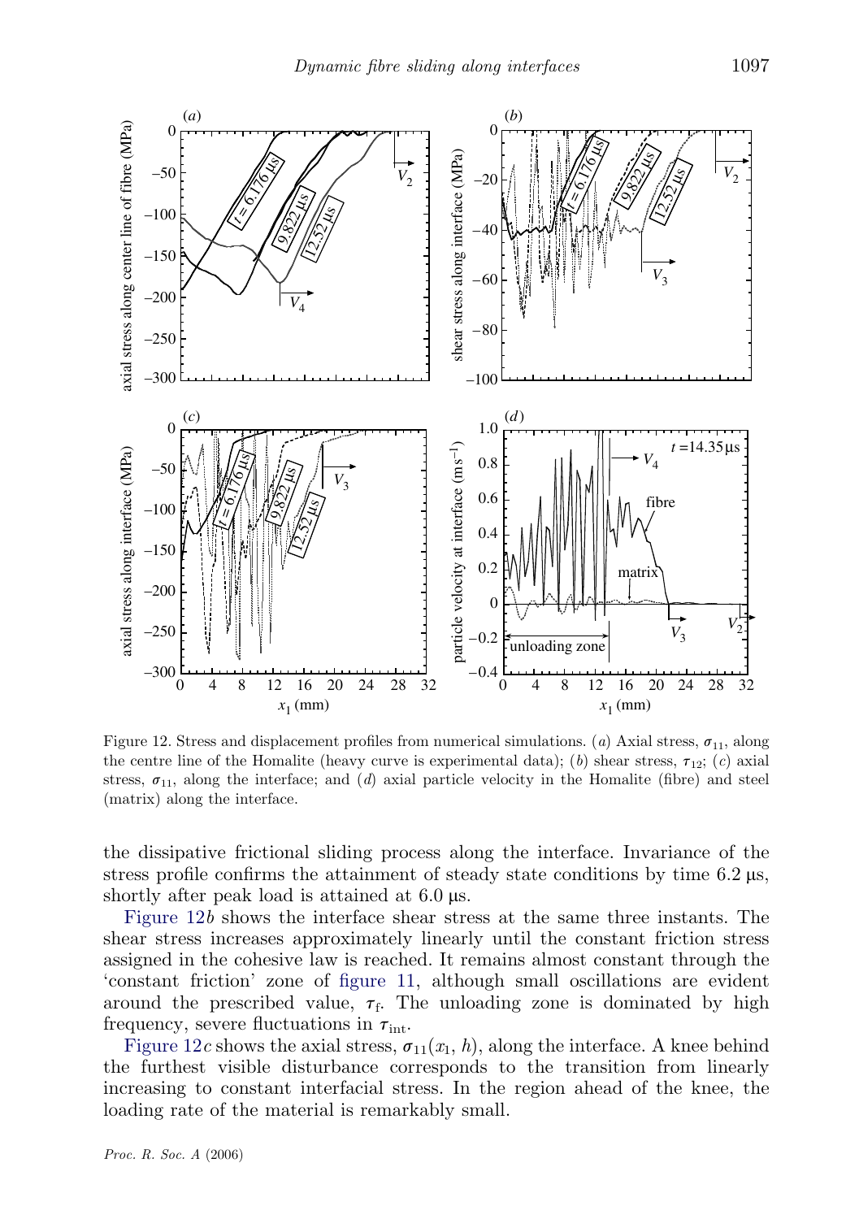Figure 12. Stress and displacement profiles from numerical simulations. (*a*) Axial stress, $\sigma_{11}$, along the centre line of the Homalite (heavy curve is experimental data); (*b*) shear stress, $\tau_{12}$; (*c*) axial stress, $\sigma_{11}$, along the interface; and (*d*) axial particle velocity in the Homalite (fibre) and steel (matrix) along the interface.

the dissipative frictional sliding process along the interface. Invariance of the stress profile confirms the attainment of steady state conditions by time 6.2 μs, shortly after peak load is attained at 6.0 μs.

Figure 12*b* shows the interface shear stress at the same three instants. The shear stress increases approximately linearly until the constant friction stress assigned in the cohesive law is reached. It remains almost constant through the 'constant friction' zone of figure 11, although small oscillations are evident around the prescribed value, $\tau_f$. The unloading zone is dominated by high frequency, severe fluctuations in $\tau_{int}$.

Figure 12*c* shows the axial stress, $\sigma_{11}(x_1, h)$, along the interface. A knee behind the furthest visible disturbance corresponds to the transition from linearly increasing to constant interfacial stress. In the region ahead of the knee, the loading rate of the material is remarkably small.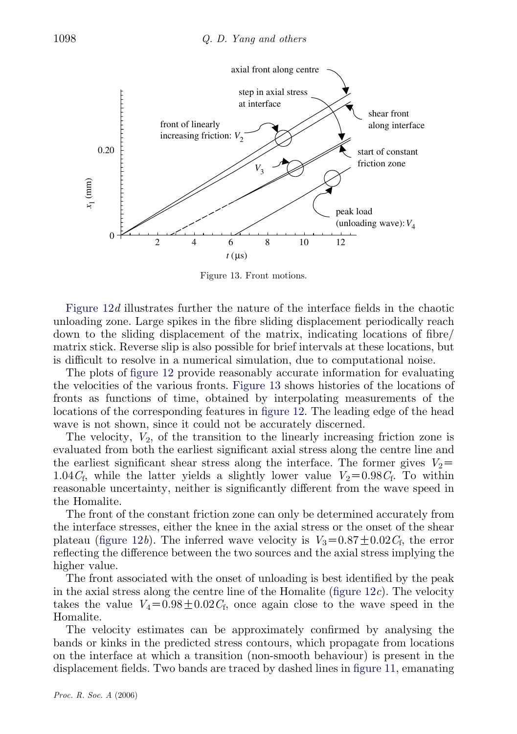Figure 13. Front motions.

Figure 12*d* illustrates further the nature of the interface fields in the chaotic unloading zone. Large spikes in the fibre sliding displacement periodically reach down to the sliding displacement of the matrix, indicating locations of fibre/matrix stick. Reverse slip is also possible for brief intervals at these locations, but is difficult to resolve in a numerical simulation, due to computational noise.

The plots of figure 12 provide reasonably accurate information for evaluating the velocities of the various fronts. Figure 13 shows histories of the locations of fronts as functions of time, obtained by interpolating measurements of the locations of the corresponding features in figure 12. The leading edge of the head wave is not shown, since it could not be accurately discerned.

The velocity, $V_2$, of the transition to the linearly increasing friction zone is evaluated from both the earliest significant axial stress along the centre line and the earliest significant shear stress along the interface. The former gives $V_2 = 1.04C_\mathrm{f}$, while the latter yields a slightly lower value $V_2 = 0.98C_\mathrm{f}$. To within reasonable uncertainty, neither is significantly different from the wave speed in the Homalite.

The front of the constant friction zone can only be determined accurately from the interface stresses, either the knee in the axial stress or the onset of the shear plateau (figure 12*b*). The inferred wave velocity is $V_3 = 0.87 \pm 0.02C_\mathrm{f}$, the error reflecting the difference between the two sources and the axial stress implying the higher value.

The front associated with the onset of unloading is best identified by the peak in the axial stress along the centre line of the Homalite (figure 12*c*). The velocity takes the value $V_4 = 0.98 \pm 0.02C_\mathrm{f}$, once again close to the wave speed in the Homalite.

The velocity estimates can be approximately confirmed by analysing the bands or kinks in the predicted stress contours, which propagate from locations on the interface at which a transition (non-smooth behaviour) is present in the displacement fields. Two bands are traced by dashed lines in figure 11, emanating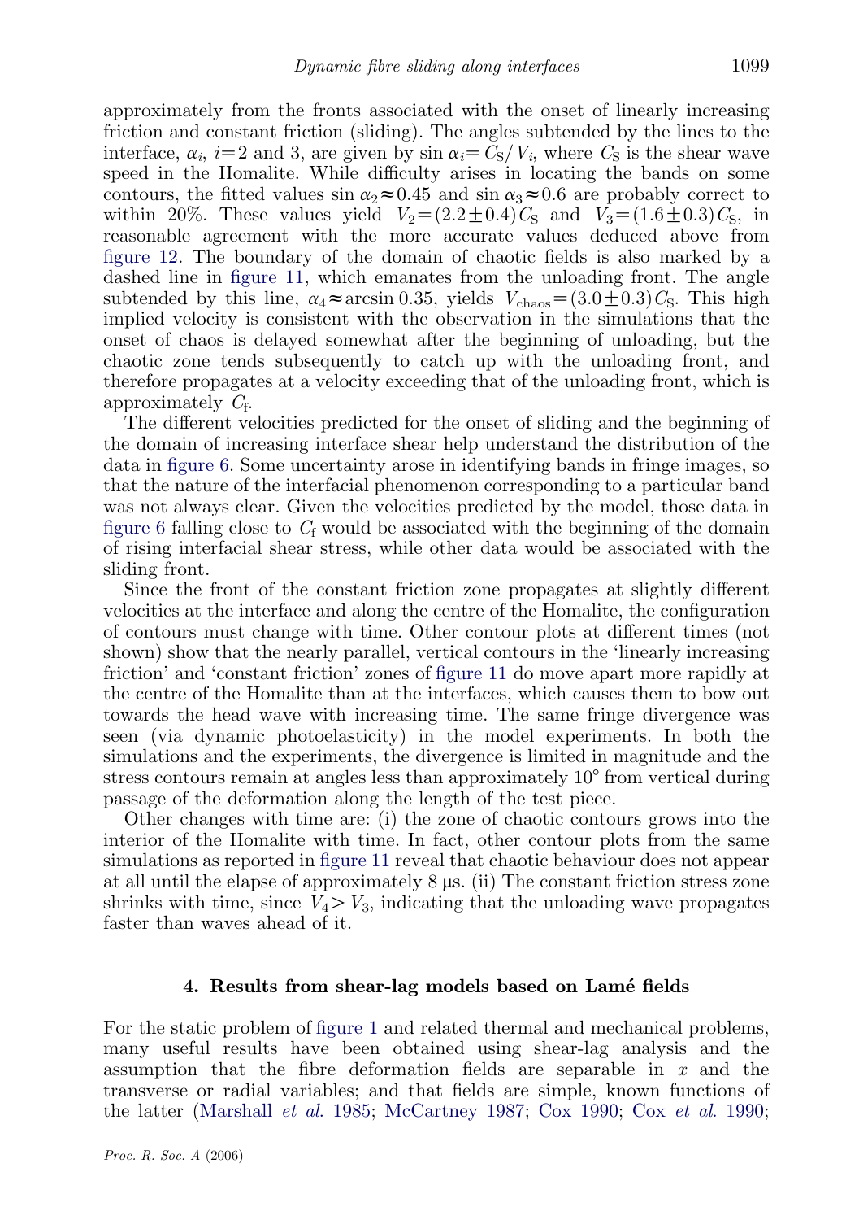approximately from the fronts associated with the onset of linearly increasing friction and constant friction (sliding). The angles subtended by the lines to the interface, $\alpha_i$, $i=2$ and 3, are given by $\sin \alpha_i = C_S/V_i$, where $C_S$ is the shear wave speed in the Homalite. While difficulty arises in locating the bands on some contours, the fitted values $\sin \alpha_2 \approx 0.45$ and $\sin \alpha_3 \approx 0.6$ are probably correct to within 20%. These values yield $V_2 = (2.2 \pm 0.4)C_S$ and $V_3 = (1.6 \pm 0.3)C_S$, in reasonable agreement with the more accurate values deduced above from figure 12. The boundary of the domain of chaotic fields is also marked by a dashed line in figure 11, which emanates from the unloading front. The angle subtended by this line, $\alpha_4 \approx \arcsin 0.35$, yields $V_{\text{chaos}} = (3.0 \pm 0.3)C_S$. This high implied velocity is consistent with the observation in the simulations that the onset of chaos is delayed somewhat after the beginning of unloading, but the chaotic zone tends subsequently to catch up with the unloading front, and therefore propagates at a velocity exceeding that of the unloading front, which is approximately $C_f$.

The different velocities predicted for the onset of sliding and the beginning of the domain of increasing interface shear help understand the distribution of the data in figure 6. Some uncertainty arose in identifying bands in fringe images, so that the nature of the interfacial phenomenon corresponding to a particular band was not always clear. Given the velocities predicted by the model, those data in figure 6 falling close to $C_f$ would be associated with the beginning of the domain of rising interfacial shear stress, while other data would be associated with the sliding front.

Since the front of the constant friction zone propagates at slightly different velocities at the interface and along the centre of the Homalite, the configuration of contours must change with time. Other contour plots at different times (not shown) show that the nearly parallel, vertical contours in the 'linearly increasing friction' and 'constant friction' zones of figure 11 do move apart more rapidly at the centre of the Homalite than at the interfaces, which causes them to bow out towards the head wave with increasing time. The same fringe divergence was seen (via dynamic photoelasticity) in the model experiments. In both the simulations and the experiments, the divergence is limited in magnitude and the stress contours remain at angles less than approximately 10° from vertical during passage of the deformation along the length of the test piece.

Other changes with time are: (i) the zone of chaotic contours grows into the interior of the Homalite with time. In fact, other contour plots from the same simulations as reported in figure 11 reveal that chaotic behaviour does not appear at all until the elapse of approximately 8 μs. (ii) The constant friction stress zone shrinks with time, since $V_4 > V_3$, indicating that the unloading wave propagates faster than waves ahead of it.

## 4. Results from shear-lag models based on Lamé fields

For the static problem of figure 1 and related thermal and mechanical problems, many useful results have been obtained using shear-lag analysis and the assumption that the fibre deformation fields are separable in $x$ and the transverse or radial variables; and that fields are simple, known functions of the latter (Marshall *et al.* 1985; McCartney 1987; Cox 1990; Cox *et al.* 1990;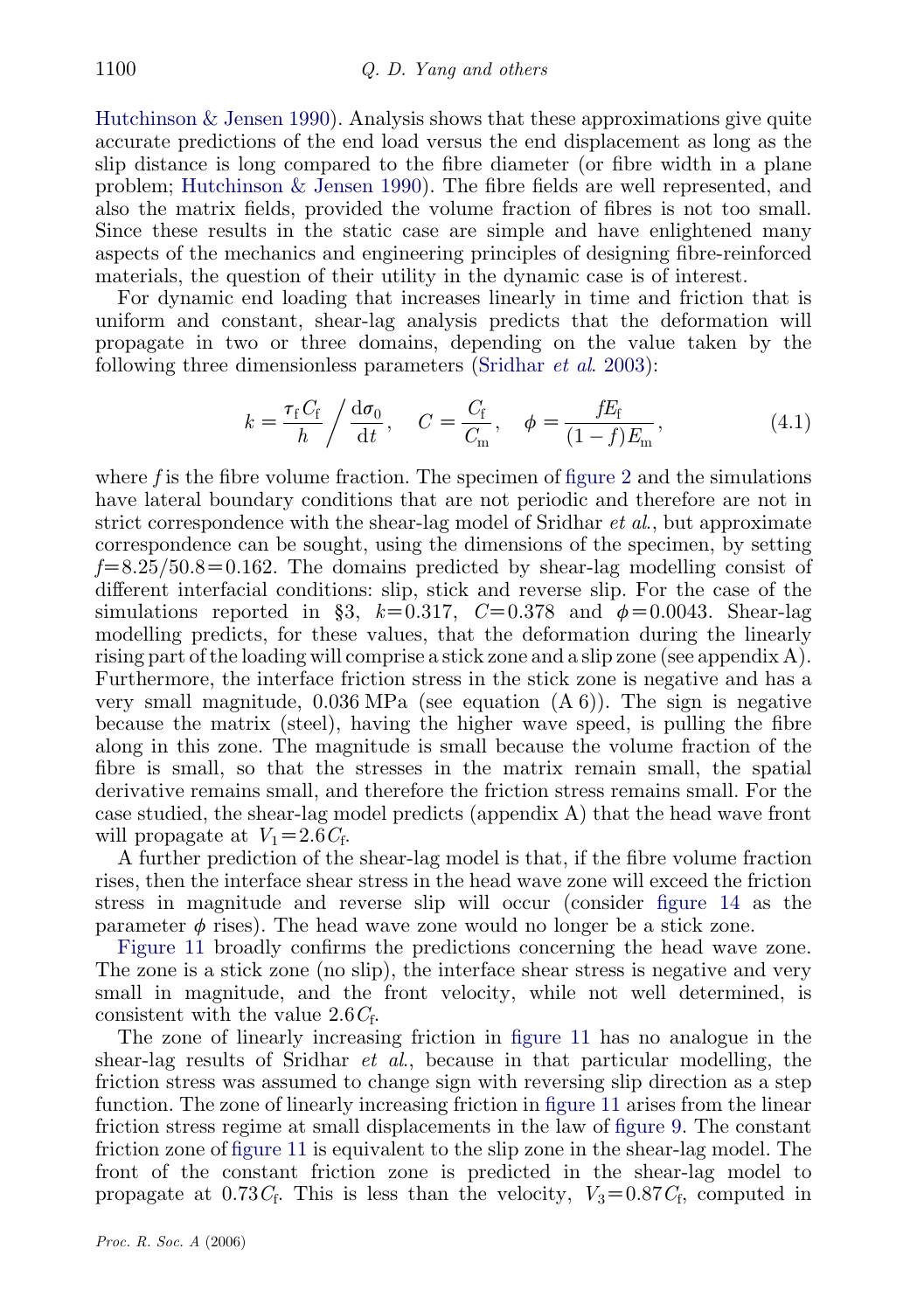Hutchinson & Jensen 1990). Analysis shows that these approximations give quite accurate predictions of the end load versus the end displacement as long as the slip distance is long compared to the fibre diameter (or fibre width in a plane problem; Hutchinson & Jensen 1990). The fibre fields are well represented, and also the matrix fields, provided the volume fraction of fibres is not too small. Since these results in the static case are simple and have enlightened many aspects of the mechanics and engineering principles of designing fibre-reinforced materials, the question of their utility in the dynamic case is of interest.

For dynamic end loading that increases linearly in time and friction that is uniform and constant, shear-lag analysis predicts that the deformation will propagate in two or three domains, depending on the value taken by the following three dimensionless parameters (Sridhar *et al*. 2003):

$$k = \frac{\tau_f C_f}{h} \bigg/ \frac{d\sigma_0}{dt}, \quad C = \frac{C_f}{C_m}, \quad \phi = \frac{f E_f}{(1-f) E_m}, \tag{4.1}$$

where $f$ is the fibre volume fraction. The specimen of figure 2 and the simulations have lateral boundary conditions that are not periodic and therefore are not in strict correspondence with the shear-lag model of Sridhar *et al*., but approximate correspondence can be sought, using the dimensions of the specimen, by setting $f=8.25/50.8=0.162$. The domains predicted by shear-lag modelling consist of different interfacial conditions: slip, stick and reverse slip. For the case of the simulations reported in §3, $k=0.317$, $C=0.378$ and $\phi=0.0043$. Shear-lag modelling predicts, for these values, that the deformation during the linearly rising part of the loading will comprise a stick zone and a slip zone (see appendix A). Furthermore, the interface friction stress in the stick zone is negative and has a very small magnitude, 0.036 MPa (see equation (A 6)). The sign is negative because the matrix (steel), having the higher wave speed, is pulling the fibre along in this zone. The magnitude is small because the volume fraction of the fibre is small, so that the stresses in the matrix remain small, the spatial derivative remains small, and therefore the friction stress remains small. For the case studied, the shear-lag model predicts (appendix A) that the head wave front will propagate at $V_1=2.6C_f$.

A further prediction of the shear-lag model is that, if the fibre volume fraction rises, then the interface shear stress in the head wave zone will exceed the friction stress in magnitude and reverse slip will occur (consider figure 14 as the parameter $\phi$ rises). The head wave zone would no longer be a stick zone.

Figure 11 broadly confirms the predictions concerning the head wave zone. The zone is a stick zone (no slip), the interface shear stress is negative and very small in magnitude, and the front velocity, while not well determined, is consistent with the value $2.6C_f$.

The zone of linearly increasing friction in figure 11 has no analogue in the shear-lag results of Sridhar *et al*., because in that particular modelling, the friction stress was assumed to change sign with reversing slip direction as a step function. The zone of linearly increasing friction in figure 11 arises from the linear friction stress regime at small displacements in the law of figure 9. The constant friction zone of figure 11 is equivalent to the slip zone in the shear-lag model. The front of the constant friction zone is predicted in the shear-lag model to propagate at $0.73C_f$. This is less than the velocity, $V_3=0.87C_f$, computed in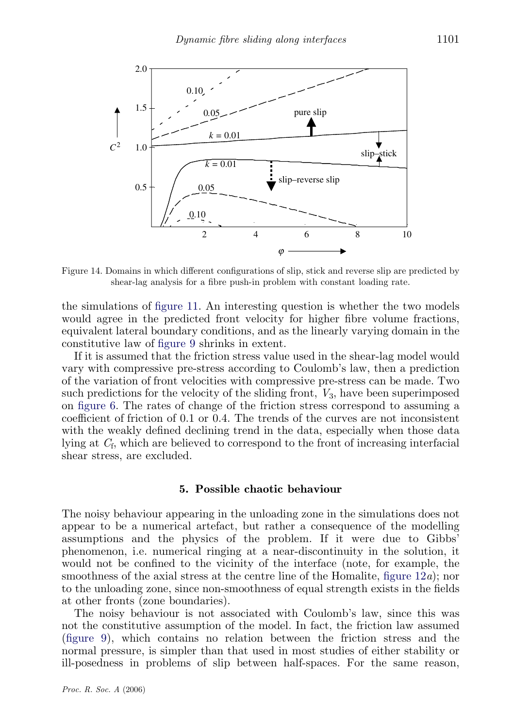Figure 14. Domains in which different configurations of slip, stick and reverse slip are predicted by shear-lag analysis for a fibre push-in problem with constant loading rate.

the simulations of figure 11. An interesting question is whether the two models would agree in the predicted front velocity for higher fibre volume fractions, equivalent lateral boundary conditions, and as the linearly varying domain in the constitutive law of figure 9 shrinks in extent.

If it is assumed that the friction stress value used in the shear-lag model would vary with compressive pre-stress according to Coulomb's law, then a prediction of the variation of front velocities with compressive pre-stress can be made. Two such predictions for the velocity of the sliding front, $V_3$, have been superimposed on figure 6. The rates of change of the friction stress correspond to assuming a coefficient of friction of 0.1 or 0.4. The trends of the curves are not inconsistent with the weakly defined declining trend in the data, especially when those data lying at $C_f$, which are believed to correspond to the front of increasing interfacial shear stress, are excluded.

## 5. Possible chaotic behaviour

The noisy behaviour appearing in the unloading zone in the simulations does not appear to be a numerical artefact, but rather a consequence of the modelling assumptions and the physics of the problem. If it were due to Gibbs' phenomenon, i.e. numerical ringing at a near-discontinuity in the solution, it would not be confined to the vicinity of the interface (note, for example, the smoothness of the axial stress at the centre line of the Homalite, figure 12*a*); nor to the unloading zone, since non-smoothness of equal strength exists in the fields at other fronts (zone boundaries).

The noisy behaviour is not associated with Coulomb's law, since this was not the constitutive assumption of the model. In fact, the friction law assumed (figure 9), which contains no relation between the friction stress and the normal pressure, is simpler than that used in most studies of either stability or ill-posedness in problems of slip between half-spaces. For the same reason,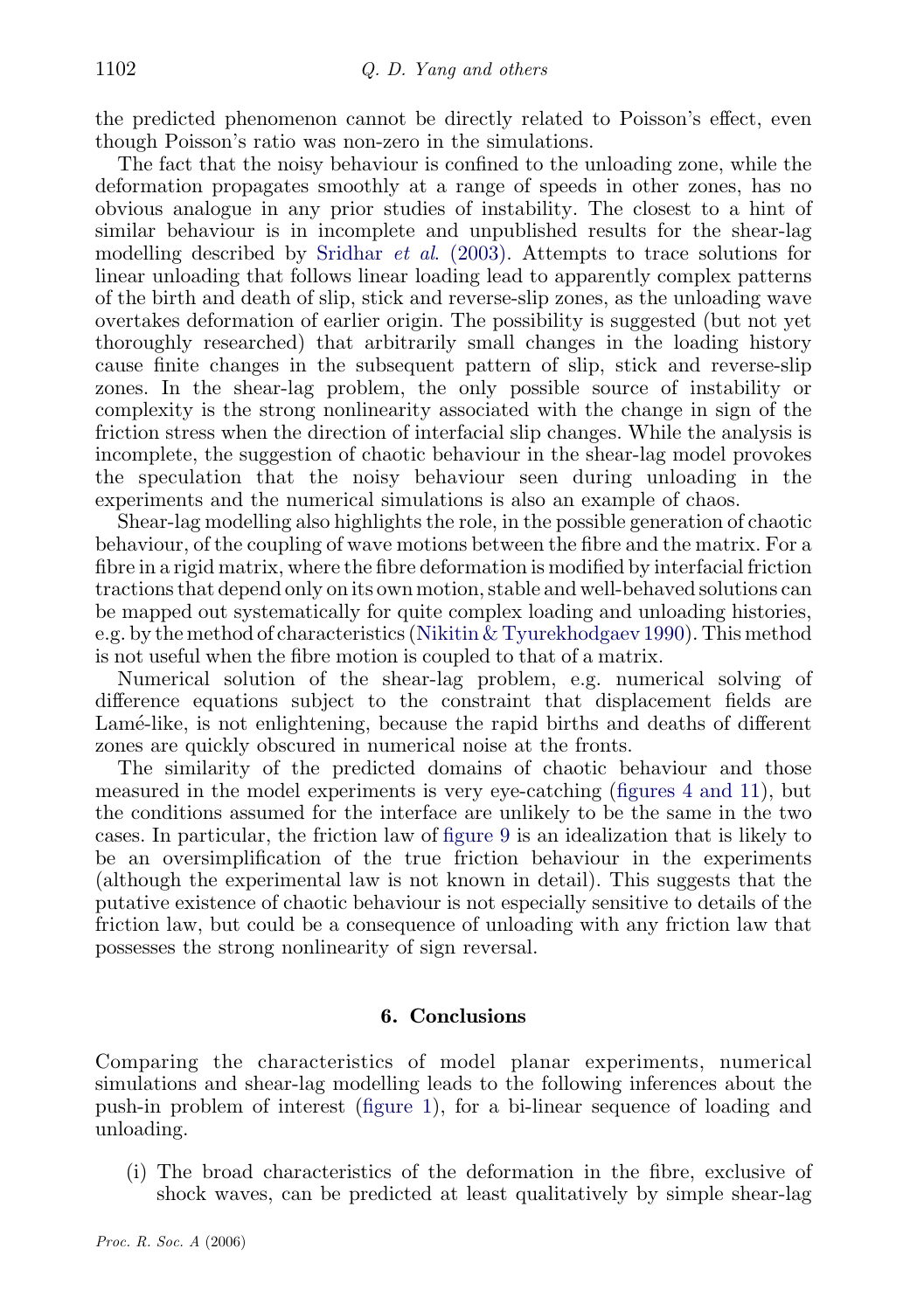the predicted phenomenon cannot be directly related to Poisson's effect, even though Poisson's ratio was non-zero in the simulations.

The fact that the noisy behaviour is confined to the unloading zone, while the deformation propagates smoothly at a range of speeds in other zones, has no obvious analogue in any prior studies of instability. The closest to a hint of similar behaviour is in incomplete and unpublished results for the shear-lag modelling described by Sridhar *et al.* (2003). Attempts to trace solutions for linear unloading that follows linear loading lead to apparently complex patterns of the birth and death of slip, stick and reverse-slip zones, as the unloading wave overtakes deformation of earlier origin. The possibility is suggested (but not yet thoroughly researched) that arbitrarily small changes in the loading history cause finite changes in the subsequent pattern of slip, stick and reverse-slip zones. In the shear-lag problem, the only possible source of instability or complexity is the strong nonlinearity associated with the change in sign of the friction stress when the direction of interfacial slip changes. While the analysis is incomplete, the suggestion of chaotic behaviour in the shear-lag model provokes the speculation that the noisy behaviour seen during unloading in the experiments and the numerical simulations is also an example of chaos.

Shear-lag modelling also highlights the role, in the possible generation of chaotic behaviour, of the coupling of wave motions between the fibre and the matrix. For a fibre in a rigid matrix, where the fibre deformation is modified by interfacial friction tractions that depend only on its own motion, stable and well-behaved solutions can be mapped out systematically for quite complex loading and unloading histories, e.g. by the method of characteristics (Nikitin & Tyurekhodgaev 1990). This method is not useful when the fibre motion is coupled to that of a matrix.

Numerical solution of the shear-lag problem, e.g. numerical solving of difference equations subject to the constraint that displacement fields are Lamé-like, is not enlightening, because the rapid births and deaths of different zones are quickly obscured in numerical noise at the fronts.

The similarity of the predicted domains of chaotic behaviour and those measured in the model experiments is very eye-catching (figures 4 and 11), but the conditions assumed for the interface are unlikely to be the same in the two cases. In particular, the friction law of figure 9 is an idealization that is likely to be an oversimplification of the true friction behaviour in the experiments (although the experimental law is not known in detail). This suggests that the putative existence of chaotic behaviour is not especially sensitive to details of the friction law, but could be a consequence of unloading with any friction law that possesses the strong nonlinearity of sign reversal.

## 6. Conclusions

Comparing the characteristics of model planar experiments, numerical simulations and shear-lag modelling leads to the following inferences about the push-in problem of interest (figure 1), for a bi-linear sequence of loading and unloading.

(i) The broad characteristics of the deformation in the fibre, exclusive of shock waves, can be predicted at least qualitatively by simple shear-lag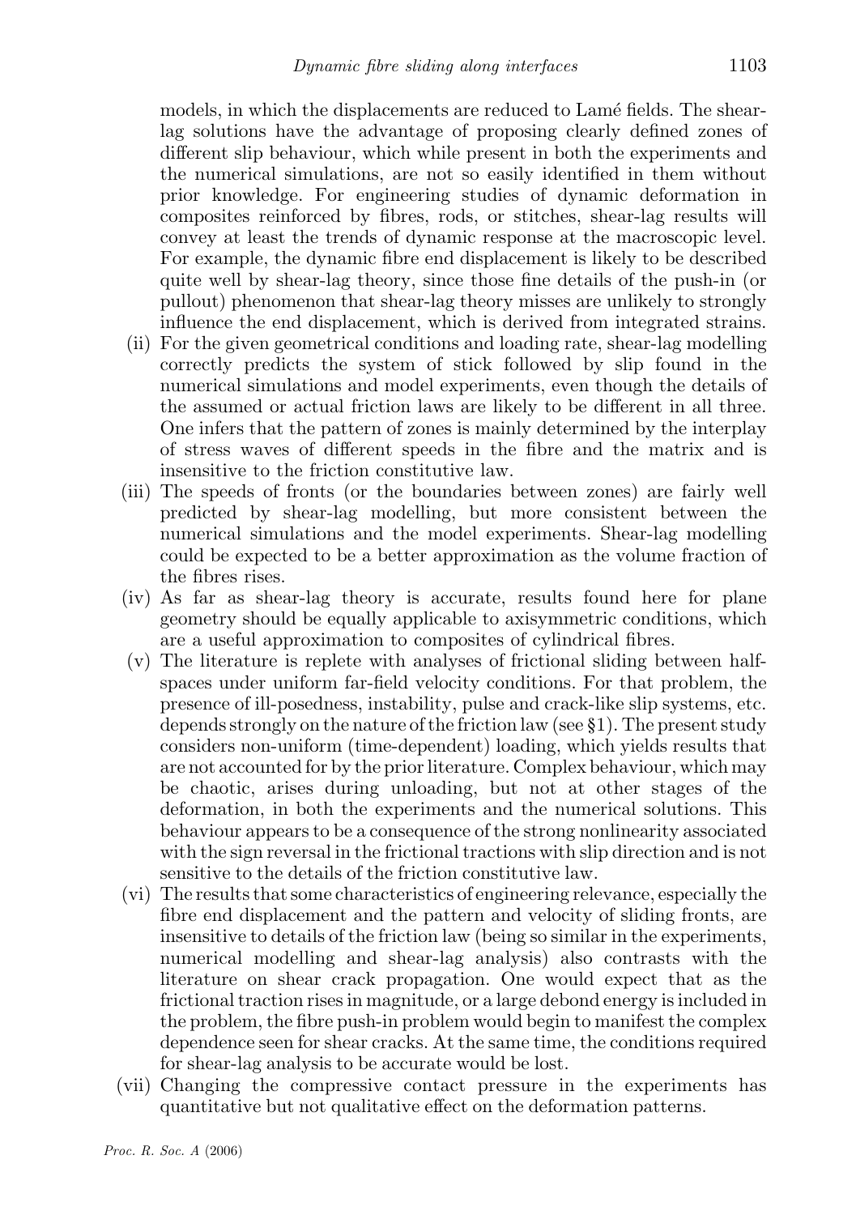models, in which the displacements are reduced to Lamé fields. The shear-lag solutions have the advantage of proposing clearly defined zones of different slip behaviour, which while present in both the experiments and the numerical simulations, are not so easily identified in them without prior knowledge. For engineering studies of dynamic deformation in composites reinforced by fibres, rods, or stitches, shear-lag results will convey at least the trends of dynamic response at the macroscopic level. For example, the dynamic fibre end displacement is likely to be described quite well by shear-lag theory, since those fine details of the push-in (or pullout) phenomenon that shear-lag theory misses are unlikely to strongly influence the end displacement, which is derived from integrated strains.

(ii) For the given geometrical conditions and loading rate, shear-lag modelling correctly predicts the system of stick followed by slip found in the numerical simulations and model experiments, even though the details of the assumed or actual friction laws are likely to be different in all three. One infers that the pattern of zones is mainly determined by the interplay of stress waves of different speeds in the fibre and the matrix and is insensitive to the friction constitutive law.

(iii) The speeds of fronts (or the boundaries between zones) are fairly well predicted by shear-lag modelling, but more consistent between the numerical simulations and the model experiments. Shear-lag modelling could be expected to be a better approximation as the volume fraction of the fibres rises.

(iv) As far as shear-lag theory is accurate, results found here for plane geometry should be equally applicable to axisymmetric conditions, which are a useful approximation to composites of cylindrical fibres.

(v) The literature is replete with analyses of frictional sliding between half-spaces under uniform far-field velocity conditions. For that problem, the presence of ill-posedness, instability, pulse and crack-like slip systems, etc. depends strongly on the nature of the friction law (see §1). The present study considers non-uniform (time-dependent) loading, which yields results that are not accounted for by the prior literature. Complex behaviour, which may be chaotic, arises during unloading, but not at other stages of the deformation, in both the experiments and the numerical solutions. This behaviour appears to be a consequence of the strong nonlinearity associated with the sign reversal in the frictional tractions with slip direction and is not sensitive to the details of the friction constitutive law.

(vi) The results that some characteristics of engineering relevance, especially the fibre end displacement and the pattern and velocity of sliding fronts, are insensitive to details of the friction law (being so similar in the experiments, numerical modelling and shear-lag analysis) also contrasts with the literature on shear crack propagation. One would expect that as the frictional traction rises in magnitude, or a large debond energy is included in the problem, the fibre push-in problem would begin to manifest the complex dependence seen for shear cracks. At the same time, the conditions required for shear-lag analysis to be accurate would be lost.

(vii) Changing the compressive contact pressure in the experiments has quantitative but not qualitative effect on the deformation patterns.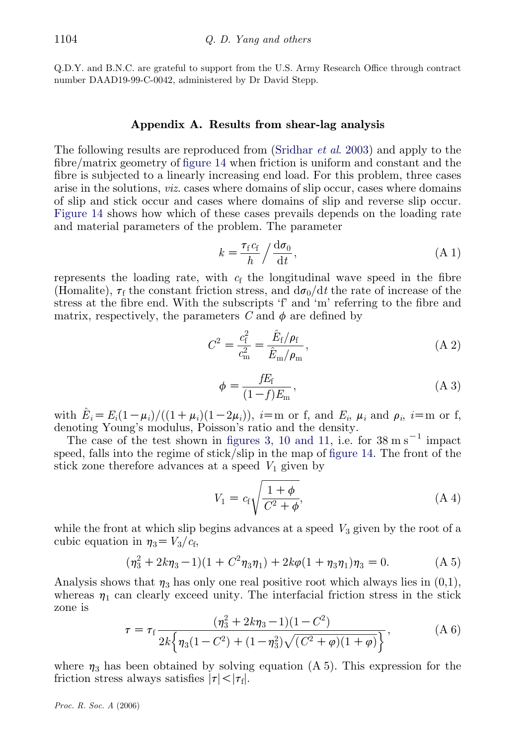Q.D.Y. and B.N.C. are grateful to support from the U.S. Army Research Office through contract number DAAD19-99-C-0042, administered by Dr David Stepp.

## Appendix A. Results from shear-lag analysis

The following results are reproduced from (Sridhar *et al.* 2003) and apply to the fibre/matrix geometry of figure 14 when friction is uniform and constant and the fibre is subjected to a linearly increasing end load. For this problem, three cases arise in the solutions, *viz.* cases where domains of slip occur, cases where domains of slip and stick occur and cases where domains of slip and reverse slip occur. Figure 14 shows how which of these cases prevails depends on the loading rate and material parameters of the problem. The parameter

$$k = \frac{\tau_{\mathrm{f}} c_{\mathrm{f}}}{h} \Big/ \frac{\mathrm{d}\sigma_0}{\mathrm{d}t}, \tag{A 1}$$

represents the loading rate, with $c_{\mathrm{f}}$ the longitudinal wave speed in the fibre (Homalite), $\tau_{\mathrm{f}}$ the constant friction stress, and $\mathrm{d}\sigma_0/\mathrm{d}t$ the rate of increase of the stress at the fibre end. With the subscripts 'f' and 'm' referring to the fibre and matrix, respectively, the parameters $C$ and $\phi$ are defined by

$$C^2 = \frac{c_{\mathrm{f}}^2}{c_{\mathrm{m}}^2} = \frac{\hat{E}_{\mathrm{f}}/\rho_{\mathrm{f}}}{\hat{E}_{\mathrm{m}}/\rho_{\mathrm{m}}}, \tag{A 2}$$

$$\phi = \frac{fE_{\mathrm{f}}}{(1-f)E_{\mathrm{m}}}, \tag{A 3}$$

with $\hat{E}_i = E_i(1-\mu_i)/((1+\mu_i)(1-2\mu_i))$, $i$=m or f, and $E_i$, $\mu_i$ and $\rho_i$, $i$=m or f, denoting Young's modulus, Poisson's ratio and the density.

The case of the test shown in figures 3, 10 and 11, i.e. for $38\ \mathrm{m\,s^{-1}}$ impact speed, falls into the regime of stick/slip in the map of figure 14. The front of the stick zone therefore advances at a speed $V_1$ given by

$$V_1 = c_{\mathrm{f}}\sqrt{\frac{1+\phi}{C^2+\phi}}, \tag{A 4}$$

while the front at which slip begins advances at a speed $V_3$ given by the root of a cubic equation in $\eta_3 = V_3/c_{\mathrm{f}}$,

$$(\eta_3^2 + 2k\eta_3 - 1)(1 + C^2\eta_3\eta_1) + 2k\varphi(1+\eta_3\eta_1)\eta_3 = 0. \tag{A 5}$$

Analysis shows that $\eta_3$ has only one real positive root which always lies in (0,1), whereas $\eta_1$ can clearly exceed unity. The interfacial friction stress in the stick zone is

$$\tau = \tau_{\mathrm{f}} \frac{(\eta_3^2 + 2k\eta_3 - 1)(1-C^2)}{2k\left\{\eta_3(1-C^2) + (1-\eta_3^2)\sqrt{(C^2+\varphi)(1+\varphi)}\right\}}, \tag{A 6}$$

where $\eta_3$ has been obtained by solving equation (A 5). This expression for the friction stress always satisfies $|\tau| < |\tau_{\mathrm{f}}|$.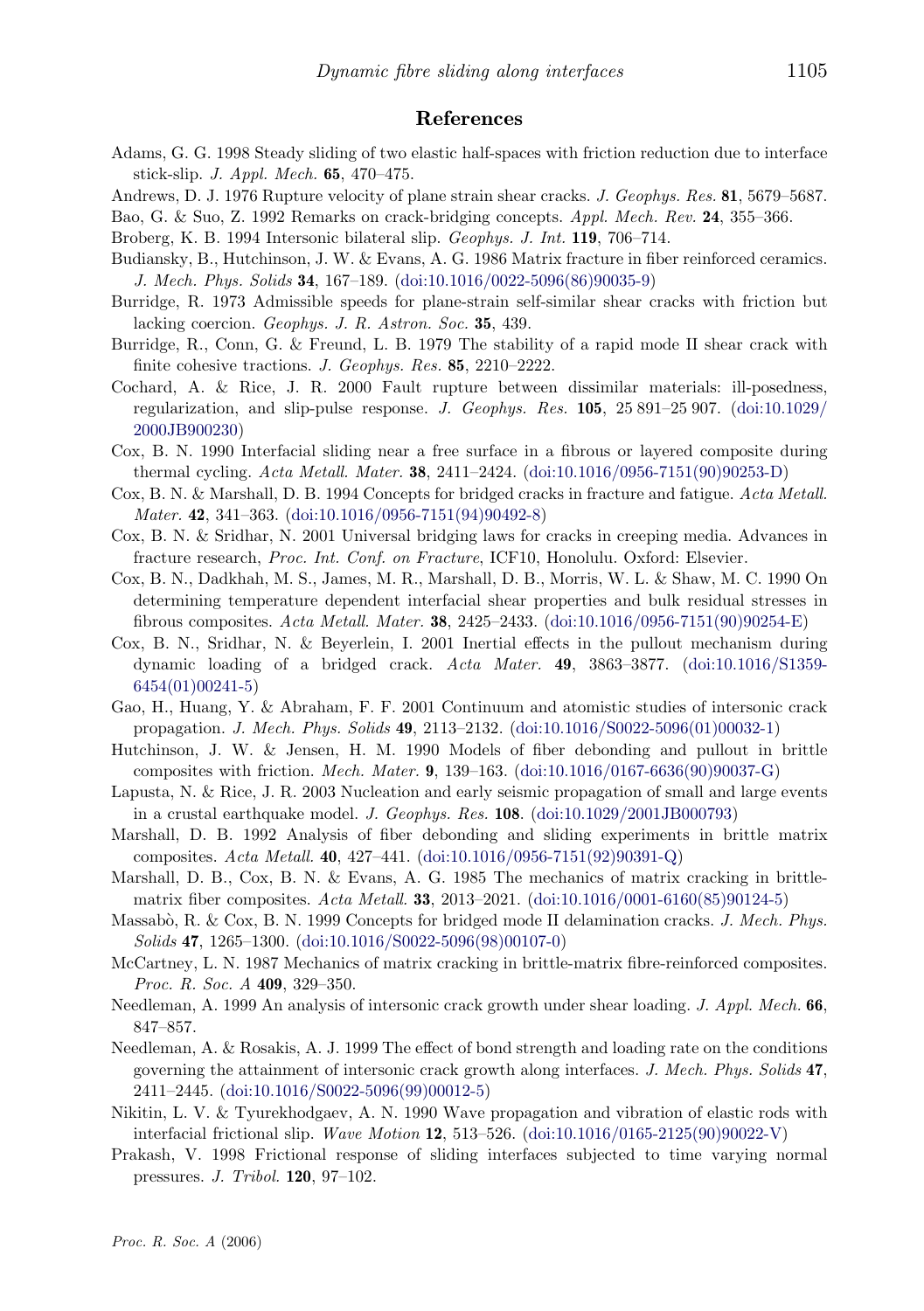## References

Adams, G. G. 1998 Steady sliding of two elastic half-spaces with friction reduction due to interface stick-slip. *J. Appl. Mech.* **65**, 470–475.

Andrews, D. J. 1976 Rupture velocity of plane strain shear cracks. *J. Geophys. Res.* **81**, 5679–5687.

Bao, G. & Suo, Z. 1992 Remarks on crack-bridging concepts. *Appl. Mech. Rev.* **24**, 355–366.

Broberg, K. B. 1994 Intersonic bilateral slip. *Geophys. J. Int.* **119**, 706–714.

Budiansky, B., Hutchinson, J. W. & Evans, A. G. 1986 Matrix fracture in fiber reinforced ceramics. *J. Mech. Phys. Solids* **34**, 167–189. (doi:10.1016/0022-5096(86)90035-9)

Burridge, R. 1973 Admissible speeds for plane-strain self-similar shear cracks with friction but lacking coercion. *Geophys. J. R. Astron. Soc.* **35**, 439.

Burridge, R., Conn, G. & Freund, L. B. 1979 The stability of a rapid mode II shear crack with finite cohesive tractions. *J. Geophys. Res.* **85**, 2210–2222.

Cochard, A. & Rice, J. R. 2000 Fault rupture between dissimilar materials: ill-posedness, regularization, and slip-pulse response. *J. Geophys. Res.* **105**, 25 891–25 907. (doi:10.1029/2000JB900230)

Cox, B. N. 1990 Interfacial sliding near a free surface in a fibrous or layered composite during thermal cycling. *Acta Metall. Mater.* **38**, 2411–2424. (doi:10.1016/0956-7151(90)90253-D)

Cox, B. N. & Marshall, D. B. 1994 Concepts for bridged cracks in fracture and fatigue. *Acta Metall. Mater.* **42**, 341–363. (doi:10.1016/0956-7151(94)90492-8)

Cox, B. N. & Sridhar, N. 2001 Universal bridging laws for cracks in creeping media. Advances in fracture research, *Proc. Int. Conf. on Fracture*, ICF10, Honolulu. Oxford: Elsevier.

Cox, B. N., Dadkhah, M. S., James, M. R., Marshall, D. B., Morris, W. L. & Shaw, M. C. 1990 On determining temperature dependent interfacial shear properties and bulk residual stresses in fibrous composites. *Acta Metall. Mater.* **38**, 2425–2433. (doi:10.1016/0956-7151(90)90254-E)

Cox, B. N., Sridhar, N. & Beyerlein, I. 2001 Inertial effects in the pullout mechanism during dynamic loading of a bridged crack. *Acta Mater.* **49**, 3863–3877. (doi:10.1016/S1359-6454(01)00241-5)

Gao, H., Huang, Y. & Abraham, F. F. 2001 Continuum and atomistic studies of intersonic crack propagation. *J. Mech. Phys. Solids* **49**, 2113–2132. (doi:10.1016/S0022-5096(01)00032-1)

Hutchinson, J. W. & Jensen, H. M. 1990 Models of fiber debonding and pullout in brittle composites with friction. *Mech. Mater.* **9**, 139–163. (doi:10.1016/0167-6636(90)90037-G)

Lapusta, N. & Rice, J. R. 2003 Nucleation and early seismic propagation of small and large events in a crustal earthquake model. *J. Geophys. Res.* **108**. (doi:10.1029/2001JB000793)

Marshall, D. B. 1992 Analysis of fiber debonding and sliding experiments in brittle matrix composites. *Acta Metall.* **40**, 427–441. (doi:10.1016/0956-7151(92)90391-Q)

Marshall, D. B., Cox, B. N. & Evans, A. G. 1985 The mechanics of matrix cracking in brittle-matrix fiber composites. *Acta Metall.* **33**, 2013–2021. (doi:10.1016/0001-6160(85)90124-5)

Massabò, R. & Cox, B. N. 1999 Concepts for bridged mode II delamination cracks. *J. Mech. Phys. Solids* **47**, 1265–1300. (doi:10.1016/S0022-5096(98)00107-0)

McCartney, L. N. 1987 Mechanics of matrix cracking in brittle-matrix fibre-reinforced composites. *Proc. R. Soc. A* **409**, 329–350.

Needleman, A. 1999 An analysis of intersonic crack growth under shear loading. *J. Appl. Mech.* **66**, 847–857.

Needleman, A. & Rosakis, A. J. 1999 The effect of bond strength and loading rate on the conditions governing the attainment of intersonic crack growth along interfaces. *J. Mech. Phys. Solids* **47**, 2411–2445. (doi:10.1016/S0022-5096(99)00012-5)

Nikitin, L. V. & Tyurekhodgaev, A. N. 1990 Wave propagation and vibration of elastic rods with interfacial frictional slip. *Wave Motion* **12**, 513–526. (doi:10.1016/0165-2125(90)90022-V)

Prakash, V. 1998 Frictional response of sliding interfaces subjected to time varying normal pressures. *J. Tribol.* **120**, 97–102.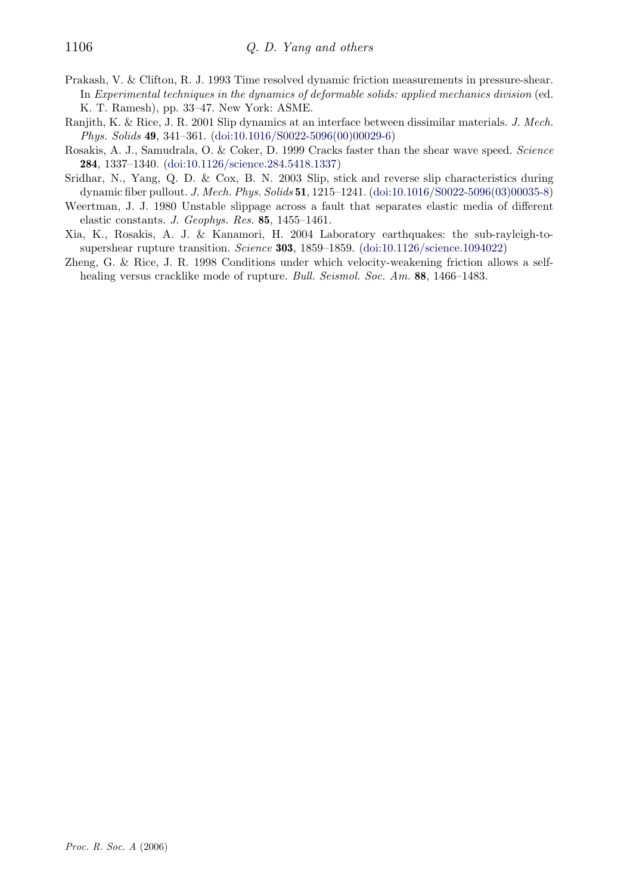Prakash, V. & Clifton, R. J. 1993 Time resolved dynamic friction measurements in pressure-shear. In *Experimental techniques in the dynamics of deformable solids: applied mechanics division* (ed. K. T. Ramesh), pp. 33–47. New York: ASME.

Ranjith, K. & Rice, J. R. 2001 Slip dynamics at an interface between dissimilar materials. *J. Mech. Phys. Solids* **49**, 341–361. (doi:10.1016/S0022-5096(00)00029-6)

Rosakis, A. J., Samudrala, O. & Coker, D. 1999 Cracks faster than the shear wave speed. *Science* **284**, 1337–1340. (doi:10.1126/science.284.5418.1337)

Sridhar, N., Yang, Q. D. & Cox, B. N. 2003 Slip, stick and reverse slip characteristics during dynamic fiber pullout. *J. Mech. Phys. Solids* **51**, 1215–1241. (doi:10.1016/S0022-5096(03)00035-8)

Weertman, J. J. 1980 Unstable slippage across a fault that separates elastic media of different elastic constants. *J. Geophys. Res.* **85**, 1455–1461.

Xia, K., Rosakis, A. J. & Kanamori, H. 2004 Laboratory earthquakes: the sub-rayleigh-to-supershear rupture transition. *Science* **303**, 1859–1859. (doi:10.1126/science.1094022)

Zheng, G. & Rice, J. R. 1998 Conditions under which velocity-weakening friction allows a self-healing versus cracklike mode of rupture. *Bull. Seismol. Soc. Am.* **88**, 1466–1483.